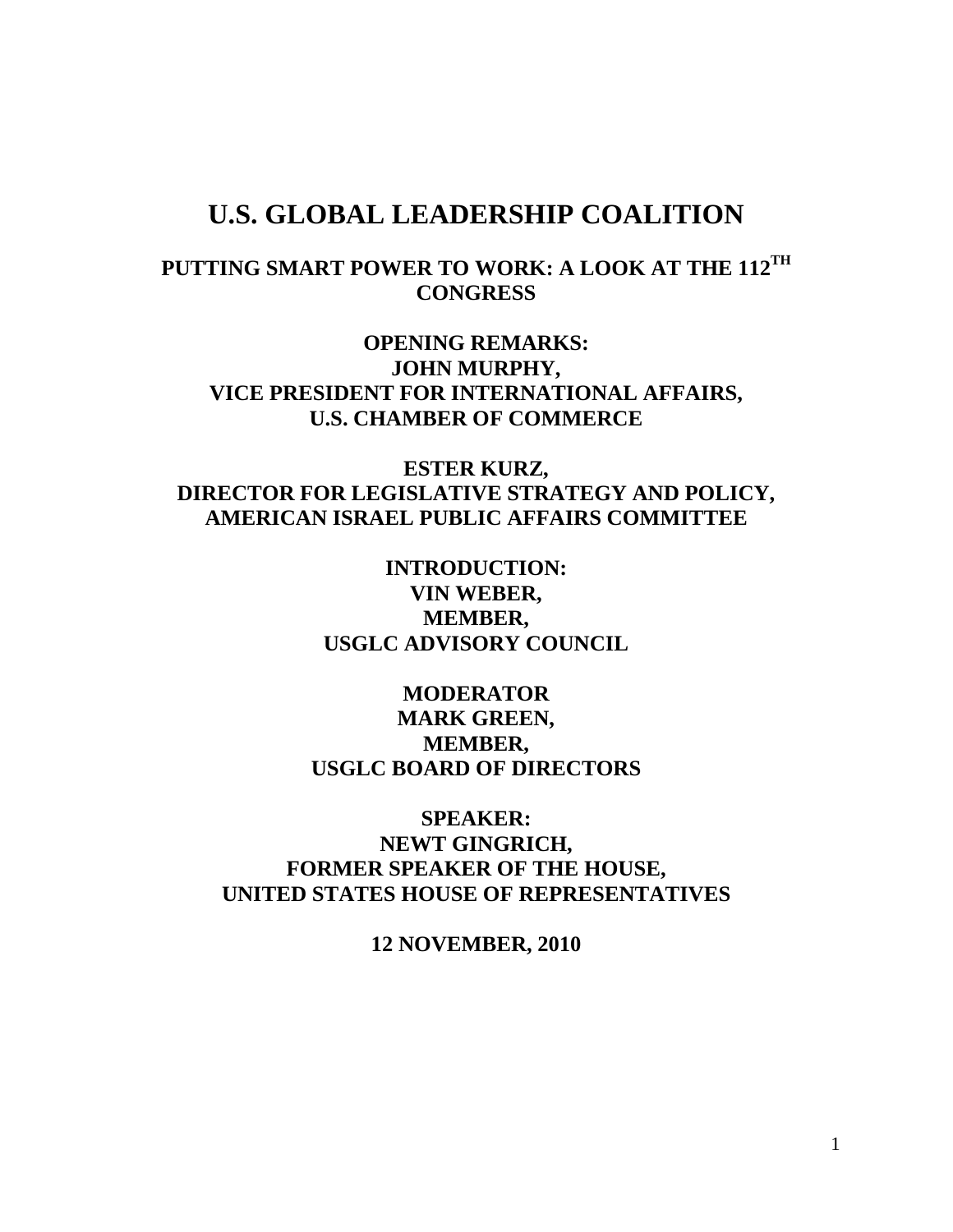# U.S. GLOBAL LEADERSHIP COALITION

## PUTTING SMART POWER TO WORK: A LOOK AT THE 112TH CONGRESS

**OPENING REMARKS:**
**JOHN MURPHY,**
**VICE PRESIDENT FOR INTERNATIONAL AFFAIRS,**
**U.S. CHAMBER OF COMMERCE**

**ESTER KURZ,**
**DIRECTOR FOR LEGISLATIVE STRATEGY AND POLICY,**
**AMERICAN ISRAEL PUBLIC AFFAIRS COMMITTEE**

**INTRODUCTION:**
**VIN WEBER,**
**MEMBER,**
**USGLC ADVISORY COUNCIL**

**MODERATOR**
**MARK GREEN,**
**MEMBER,**
**USGLC BOARD OF DIRECTORS**

**SPEAKER:**
**NEWT GINGRICH,**
**FORMER SPEAKER OF THE HOUSE,**
**UNITED STATES HOUSE OF REPRESENTATIVES**

**12 NOVEMBER, 2010**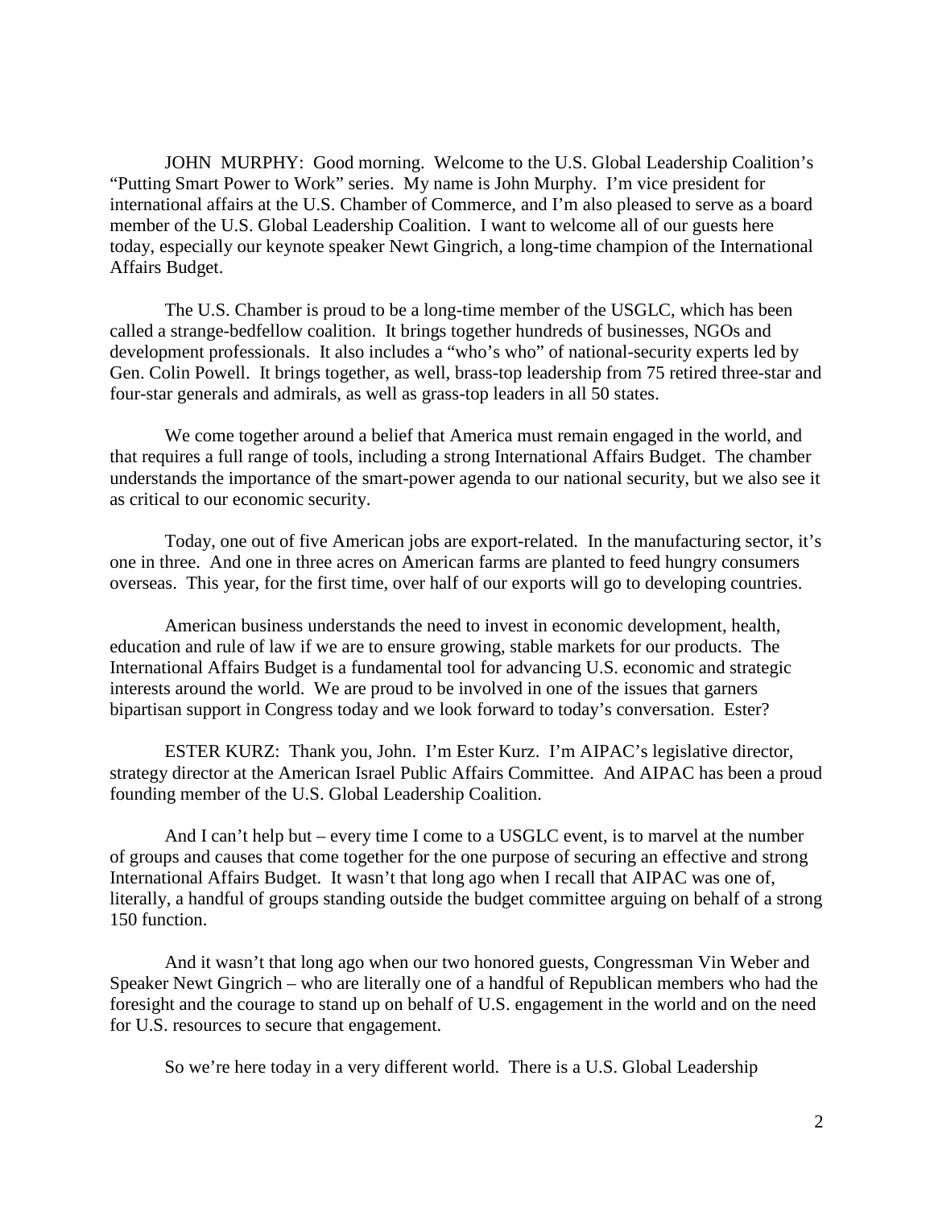JOHN MURPHY: Good morning. Welcome to the U.S. Global Leadership Coalition's "Putting Smart Power to Work" series. My name is John Murphy. I'm vice president for international affairs at the U.S. Chamber of Commerce, and I'm also pleased to serve as a board member of the U.S. Global Leadership Coalition. I want to welcome all of our guests here today, especially our keynote speaker Newt Gingrich, a long-time champion of the International Affairs Budget.

The U.S. Chamber is proud to be a long-time member of the USGLC, which has been called a strange-bedfellow coalition. It brings together hundreds of businesses, NGOs and development professionals. It also includes a "who's who" of national-security experts led by Gen. Colin Powell. It brings together, as well, brass-top leadership from 75 retired three-star and four-star generals and admirals, as well as grass-top leaders in all 50 states.

We come together around a belief that America must remain engaged in the world, and that requires a full range of tools, including a strong International Affairs Budget. The chamber understands the importance of the smart-power agenda to our national security, but we also see it as critical to our economic security.

Today, one out of five American jobs are export-related. In the manufacturing sector, it's one in three. And one in three acres on American farms are planted to feed hungry consumers overseas. This year, for the first time, over half of our exports will go to developing countries.

American business understands the need to invest in economic development, health, education and rule of law if we are to ensure growing, stable markets for our products. The International Affairs Budget is a fundamental tool for advancing U.S. economic and strategic interests around the world. We are proud to be involved in one of the issues that garners bipartisan support in Congress today and we look forward to today's conversation. Ester?

ESTER KURZ: Thank you, John. I'm Ester Kurz. I'm AIPAC's legislative director, strategy director at the American Israel Public Affairs Committee. And AIPAC has been a proud founding member of the U.S. Global Leadership Coalition.

And I can't help but – every time I come to a USGLC event, is to marvel at the number of groups and causes that come together for the one purpose of securing an effective and strong International Affairs Budget. It wasn't that long ago when I recall that AIPAC was one of, literally, a handful of groups standing outside the budget committee arguing on behalf of a strong 150 function.

And it wasn't that long ago when our two honored guests, Congressman Vin Weber and Speaker Newt Gingrich – who are literally one of a handful of Republican members who had the foresight and the courage to stand up on behalf of U.S. engagement in the world and on the need for U.S. resources to secure that engagement.

So we're here today in a very different world. There is a U.S. Global Leadership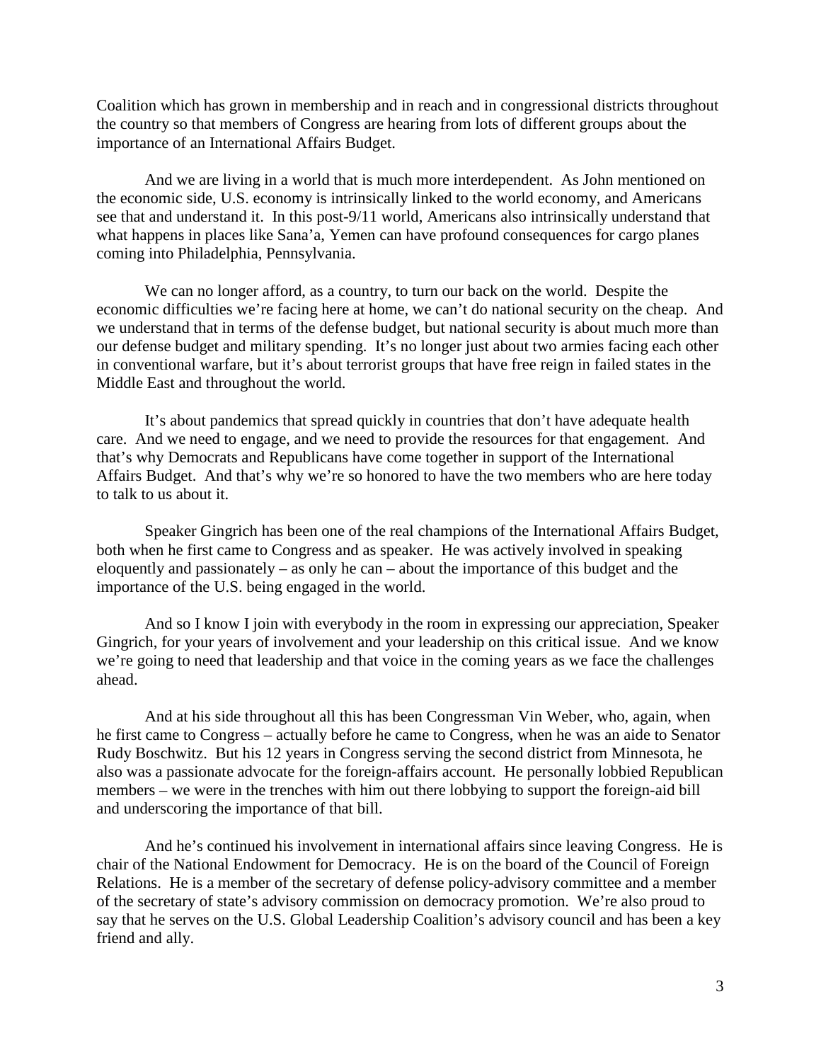Coalition which has grown in membership and in reach and in congressional districts throughout the country so that members of Congress are hearing from lots of different groups about the importance of an International Affairs Budget.

And we are living in a world that is much more interdependent. As John mentioned on the economic side, U.S. economy is intrinsically linked to the world economy, and Americans see that and understand it. In this post-9/11 world, Americans also intrinsically understand that what happens in places like Sana'a, Yemen can have profound consequences for cargo planes coming into Philadelphia, Pennsylvania.

We can no longer afford, as a country, to turn our back on the world. Despite the economic difficulties we're facing here at home, we can't do national security on the cheap. And we understand that in terms of the defense budget, but national security is about much more than our defense budget and military spending. It's no longer just about two armies facing each other in conventional warfare, but it's about terrorist groups that have free reign in failed states in the Middle East and throughout the world.

It's about pandemics that spread quickly in countries that don't have adequate health care. And we need to engage, and we need to provide the resources for that engagement. And that's why Democrats and Republicans have come together in support of the International Affairs Budget. And that's why we're so honored to have the two members who are here today to talk to us about it.

Speaker Gingrich has been one of the real champions of the International Affairs Budget, both when he first came to Congress and as speaker. He was actively involved in speaking eloquently and passionately – as only he can – about the importance of this budget and the importance of the U.S. being engaged in the world.

And so I know I join with everybody in the room in expressing our appreciation, Speaker Gingrich, for your years of involvement and your leadership on this critical issue. And we know we're going to need that leadership and that voice in the coming years as we face the challenges ahead.

And at his side throughout all this has been Congressman Vin Weber, who, again, when he first came to Congress – actually before he came to Congress, when he was an aide to Senator Rudy Boschwitz. But his 12 years in Congress serving the second district from Minnesota, he also was a passionate advocate for the foreign-affairs account. He personally lobbied Republican members – we were in the trenches with him out there lobbying to support the foreign-aid bill and underscoring the importance of that bill.

And he's continued his involvement in international affairs since leaving Congress. He is chair of the National Endowment for Democracy. He is on the board of the Council of Foreign Relations. He is a member of the secretary of defense policy-advisory committee and a member of the secretary of state's advisory commission on democracy promotion. We're also proud to say that he serves on the U.S. Global Leadership Coalition's advisory council and has been a key friend and ally.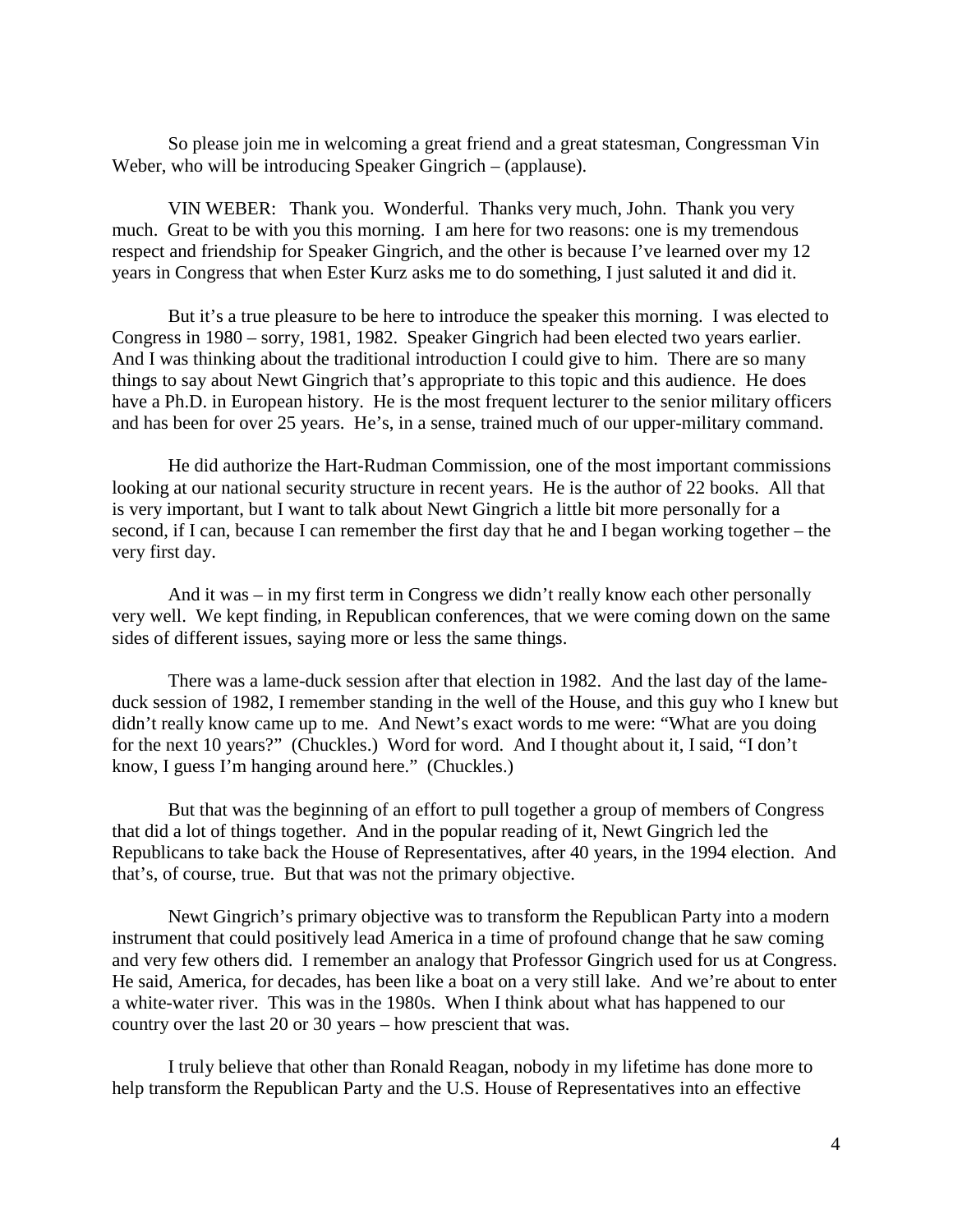So please join me in welcoming a great friend and a great statesman, Congressman Vin Weber, who will be introducing Speaker Gingrich – (applause).

VIN WEBER: Thank you. Wonderful. Thanks very much, John. Thank you very much. Great to be with you this morning. I am here for two reasons: one is my tremendous respect and friendship for Speaker Gingrich, and the other is because I've learned over my 12 years in Congress that when Ester Kurz asks me to do something, I just saluted it and did it.

But it's a true pleasure to be here to introduce the speaker this morning. I was elected to Congress in 1980 – sorry, 1981, 1982. Speaker Gingrich had been elected two years earlier. And I was thinking about the traditional introduction I could give to him. There are so many things to say about Newt Gingrich that's appropriate to this topic and this audience. He does have a Ph.D. in European history. He is the most frequent lecturer to the senior military officers and has been for over 25 years. He's, in a sense, trained much of our upper-military command.

He did authorize the Hart-Rudman Commission, one of the most important commissions looking at our national security structure in recent years. He is the author of 22 books. All that is very important, but I want to talk about Newt Gingrich a little bit more personally for a second, if I can, because I can remember the first day that he and I began working together – the very first day.

And it was – in my first term in Congress we didn't really know each other personally very well. We kept finding, in Republican conferences, that we were coming down on the same sides of different issues, saying more or less the same things.

There was a lame-duck session after that election in 1982. And the last day of the lame-duck session of 1982, I remember standing in the well of the House, and this guy who I knew but didn't really know came up to me. And Newt's exact words to me were: "What are you doing for the next 10 years?" (Chuckles.) Word for word. And I thought about it, I said, "I don't know, I guess I'm hanging around here." (Chuckles.)

But that was the beginning of an effort to pull together a group of members of Congress that did a lot of things together. And in the popular reading of it, Newt Gingrich led the Republicans to take back the House of Representatives, after 40 years, in the 1994 election. And that's, of course, true. But that was not the primary objective.

Newt Gingrich's primary objective was to transform the Republican Party into a modern instrument that could positively lead America in a time of profound change that he saw coming and very few others did. I remember an analogy that Professor Gingrich used for us at Congress. He said, America, for decades, has been like a boat on a very still lake. And we're about to enter a white-water river. This was in the 1980s. When I think about what has happened to our country over the last 20 or 30 years – how prescient that was.

I truly believe that other than Ronald Reagan, nobody in my lifetime has done more to help transform the Republican Party and the U.S. House of Representatives into an effective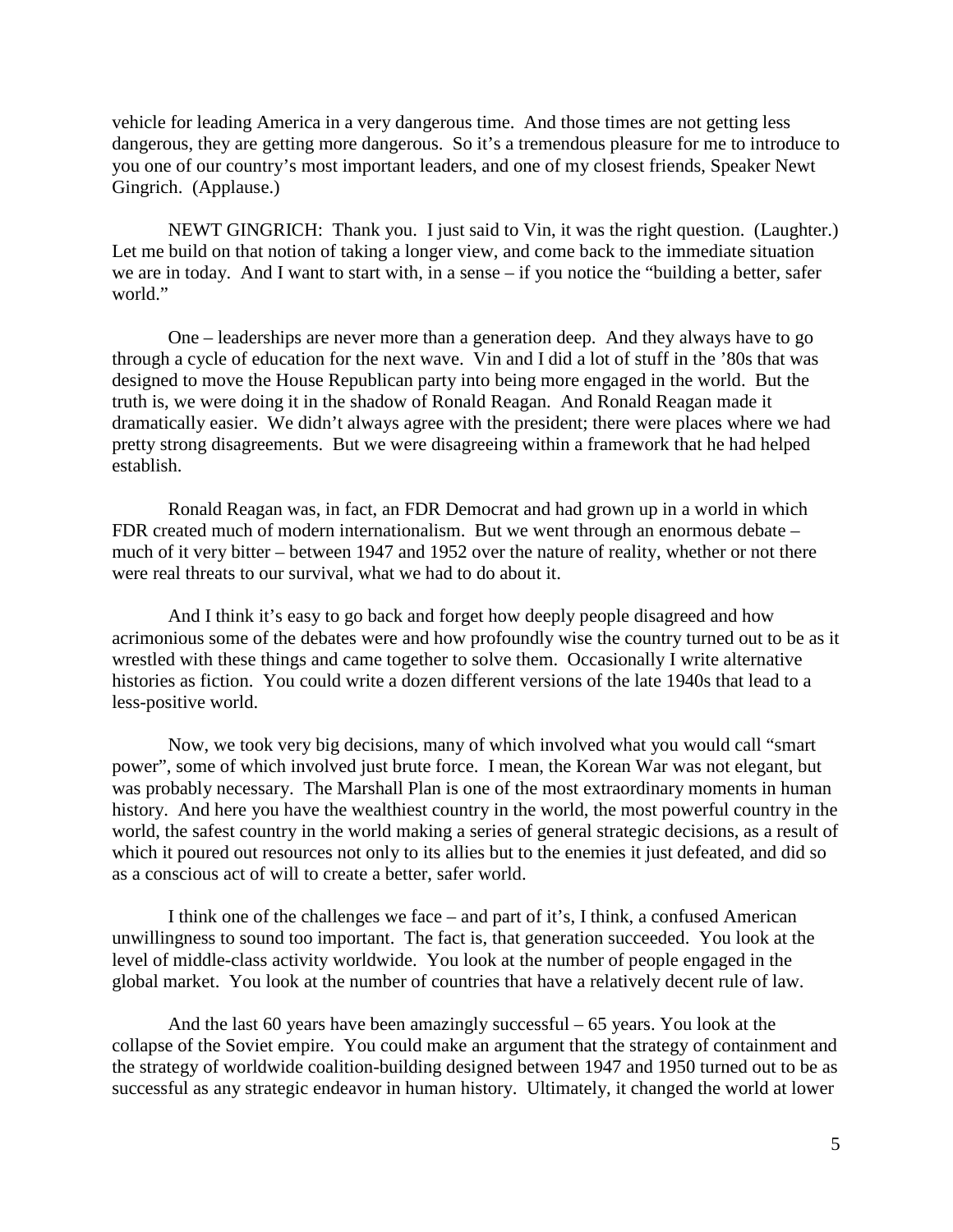vehicle for leading America in a very dangerous time. And those times are not getting less dangerous, they are getting more dangerous. So it's a tremendous pleasure for me to introduce to you one of our country's most important leaders, and one of my closest friends, Speaker Newt Gingrich. (Applause.)

NEWT GINGRICH: Thank you. I just said to Vin, it was the right question. (Laughter.) Let me build on that notion of taking a longer view, and come back to the immediate situation we are in today. And I want to start with, in a sense – if you notice the "building a better, safer world."

One – leaderships are never more than a generation deep. And they always have to go through a cycle of education for the next wave. Vin and I did a lot of stuff in the '80s that was designed to move the House Republican party into being more engaged in the world. But the truth is, we were doing it in the shadow of Ronald Reagan. And Ronald Reagan made it dramatically easier. We didn't always agree with the president; there were places where we had pretty strong disagreements. But we were disagreeing within a framework that he had helped establish.

Ronald Reagan was, in fact, an FDR Democrat and had grown up in a world in which FDR created much of modern internationalism. But we went through an enormous debate – much of it very bitter – between 1947 and 1952 over the nature of reality, whether or not there were real threats to our survival, what we had to do about it.

And I think it's easy to go back and forget how deeply people disagreed and how acrimonious some of the debates were and how profoundly wise the country turned out to be as it wrestled with these things and came together to solve them. Occasionally I write alternative histories as fiction. You could write a dozen different versions of the late 1940s that lead to a less-positive world.

Now, we took very big decisions, many of which involved what you would call "smart power", some of which involved just brute force. I mean, the Korean War was not elegant, but was probably necessary. The Marshall Plan is one of the most extraordinary moments in human history. And here you have the wealthiest country in the world, the most powerful country in the world, the safest country in the world making a series of general strategic decisions, as a result of which it poured out resources not only to its allies but to the enemies it just defeated, and did so as a conscious act of will to create a better, safer world.

I think one of the challenges we face – and part of it's, I think, a confused American unwillingness to sound too important. The fact is, that generation succeeded. You look at the level of middle-class activity worldwide. You look at the number of people engaged in the global market. You look at the number of countries that have a relatively decent rule of law.

And the last 60 years have been amazingly successful – 65 years. You look at the collapse of the Soviet empire. You could make an argument that the strategy of containment and the strategy of worldwide coalition-building designed between 1947 and 1950 turned out to be as successful as any strategic endeavor in human history. Ultimately, it changed the world at lower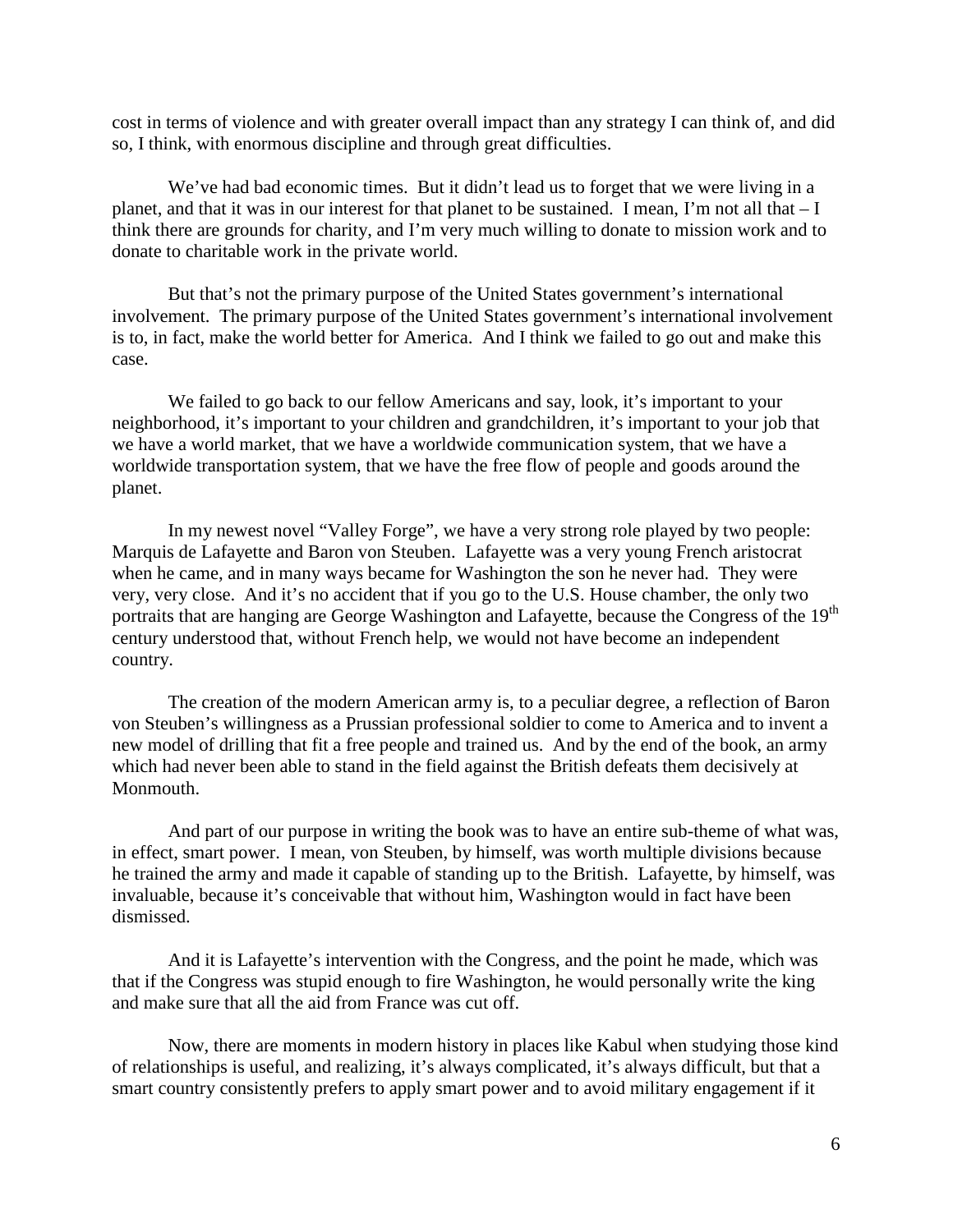cost in terms of violence and with greater overall impact than any strategy I can think of, and did so, I think, with enormous discipline and through great difficulties.

We've had bad economic times. But it didn't lead us to forget that we were living in a planet, and that it was in our interest for that planet to be sustained. I mean, I'm not all that – I think there are grounds for charity, and I'm very much willing to donate to mission work and to donate to charitable work in the private world.

But that's not the primary purpose of the United States government's international involvement. The primary purpose of the United States government's international involvement is to, in fact, make the world better for America. And I think we failed to go out and make this case.

We failed to go back to our fellow Americans and say, look, it's important to your neighborhood, it's important to your children and grandchildren, it's important to your job that we have a world market, that we have a worldwide communication system, that we have a worldwide transportation system, that we have the free flow of people and goods around the planet.

In my newest novel "Valley Forge", we have a very strong role played by two people: Marquis de Lafayette and Baron von Steuben. Lafayette was a very young French aristocrat when he came, and in many ways became for Washington the son he never had. They were very, very close. And it's no accident that if you go to the U.S. House chamber, the only two portraits that are hanging are George Washington and Lafayette, because the Congress of the 19th century understood that, without French help, we would not have become an independent country.

The creation of the modern American army is, to a peculiar degree, a reflection of Baron von Steuben's willingness as a Prussian professional soldier to come to America and to invent a new model of drilling that fit a free people and trained us. And by the end of the book, an army which had never been able to stand in the field against the British defeats them decisively at Monmouth.

And part of our purpose in writing the book was to have an entire sub-theme of what was, in effect, smart power. I mean, von Steuben, by himself, was worth multiple divisions because he trained the army and made it capable of standing up to the British. Lafayette, by himself, was invaluable, because it's conceivable that without him, Washington would in fact have been dismissed.

And it is Lafayette's intervention with the Congress, and the point he made, which was that if the Congress was stupid enough to fire Washington, he would personally write the king and make sure that all the aid from France was cut off.

Now, there are moments in modern history in places like Kabul when studying those kind of relationships is useful, and realizing, it's always complicated, it's always difficult, but that a smart country consistently prefers to apply smart power and to avoid military engagement if it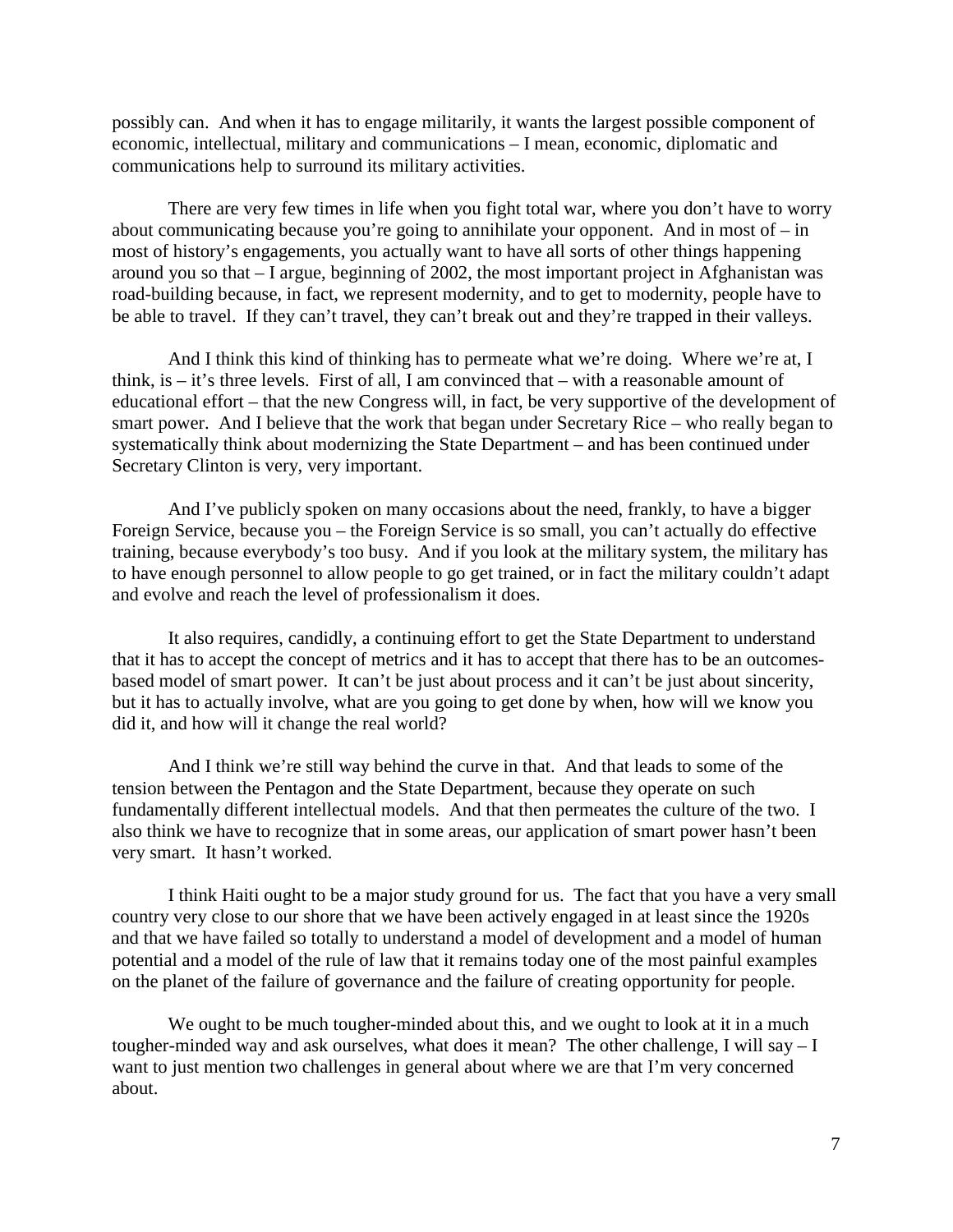possibly can. And when it has to engage militarily, it wants the largest possible component of economic, intellectual, military and communications – I mean, economic, diplomatic and communications help to surround its military activities.

There are very few times in life when you fight total war, where you don't have to worry about communicating because you're going to annihilate your opponent. And in most of – in most of history's engagements, you actually want to have all sorts of other things happening around you so that – I argue, beginning of 2002, the most important project in Afghanistan was road-building because, in fact, we represent modernity, and to get to modernity, people have to be able to travel. If they can't travel, they can't break out and they're trapped in their valleys.

And I think this kind of thinking has to permeate what we're doing. Where we're at, I think, is – it's three levels. First of all, I am convinced that – with a reasonable amount of educational effort – that the new Congress will, in fact, be very supportive of the development of smart power. And I believe that the work that began under Secretary Rice – who really began to systematically think about modernizing the State Department – and has been continued under Secretary Clinton is very, very important.

And I've publicly spoken on many occasions about the need, frankly, to have a bigger Foreign Service, because you – the Foreign Service is so small, you can't actually do effective training, because everybody's too busy. And if you look at the military system, the military has to have enough personnel to allow people to go get trained, or in fact the military couldn't adapt and evolve and reach the level of professionalism it does.

It also requires, candidly, a continuing effort to get the State Department to understand that it has to accept the concept of metrics and it has to accept that there has to be an outcomes-based model of smart power. It can't be just about process and it can't be just about sincerity, but it has to actually involve, what are you going to get done by when, how will we know you did it, and how will it change the real world?

And I think we're still way behind the curve in that. And that leads to some of the tension between the Pentagon and the State Department, because they operate on such fundamentally different intellectual models. And that then permeates the culture of the two. I also think we have to recognize that in some areas, our application of smart power hasn't been very smart. It hasn't worked.

I think Haiti ought to be a major study ground for us. The fact that you have a very small country very close to our shore that we have been actively engaged in at least since the 1920s and that we have failed so totally to understand a model of development and a model of human potential and a model of the rule of law that it remains today one of the most painful examples on the planet of the failure of governance and the failure of creating opportunity for people.

We ought to be much tougher-minded about this, and we ought to look at it in a much tougher-minded way and ask ourselves, what does it mean? The other challenge, I will say – I want to just mention two challenges in general about where we are that I'm very concerned about.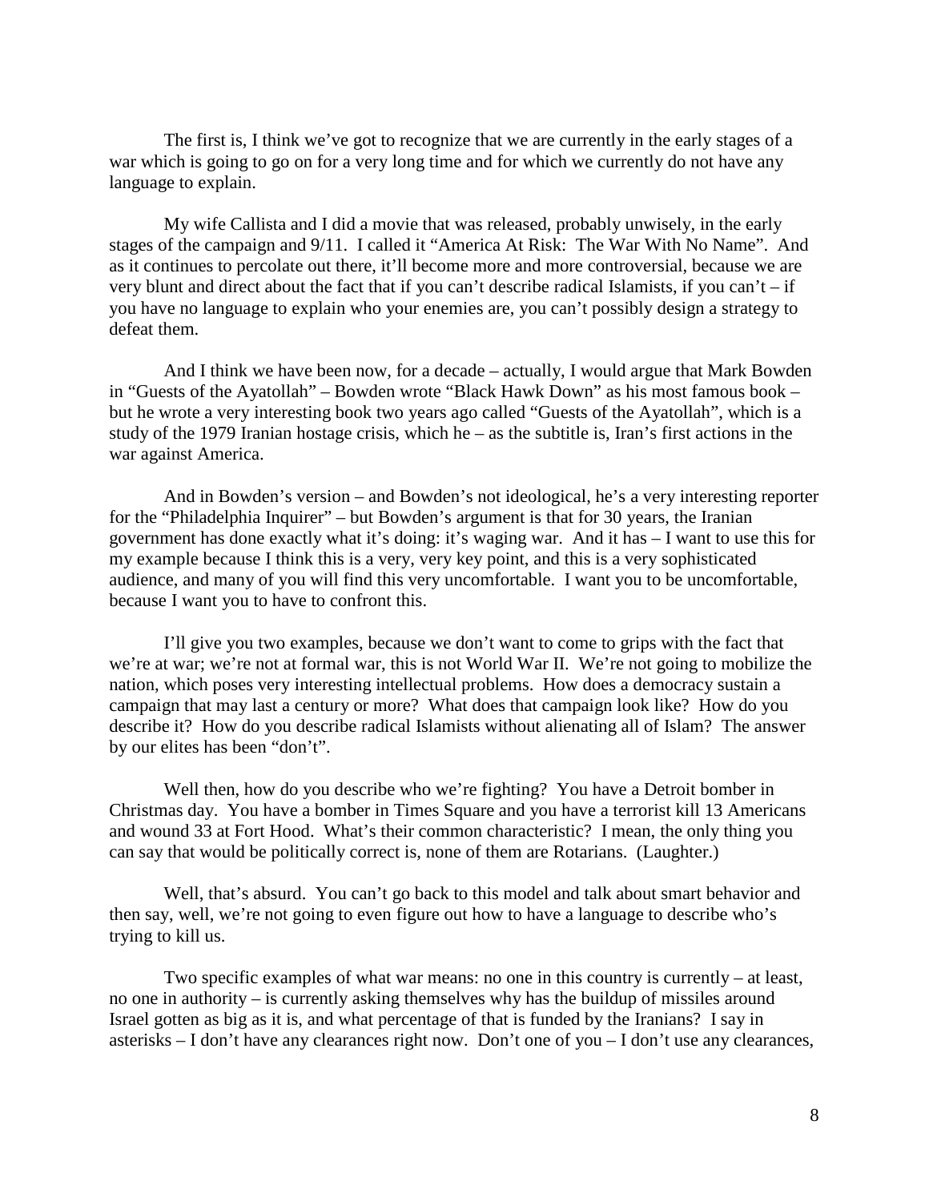The first is, I think we've got to recognize that we are currently in the early stages of a war which is going to go on for a very long time and for which we currently do not have any language to explain.

My wife Callista and I did a movie that was released, probably unwisely, in the early stages of the campaign and 9/11. I called it "America At Risk: The War With No Name". And as it continues to percolate out there, it'll become more and more controversial, because we are very blunt and direct about the fact that if you can't describe radical Islamists, if you can't – if you have no language to explain who your enemies are, you can't possibly design a strategy to defeat them.

And I think we have been now, for a decade – actually, I would argue that Mark Bowden in "Guests of the Ayatollah" – Bowden wrote "Black Hawk Down" as his most famous book – but he wrote a very interesting book two years ago called "Guests of the Ayatollah", which is a study of the 1979 Iranian hostage crisis, which he – as the subtitle is, Iran's first actions in the war against America.

And in Bowden's version – and Bowden's not ideological, he's a very interesting reporter for the "Philadelphia Inquirer" – but Bowden's argument is that for 30 years, the Iranian government has done exactly what it's doing: it's waging war. And it has – I want to use this for my example because I think this is a very, very key point, and this is a very sophisticated audience, and many of you will find this very uncomfortable. I want you to be uncomfortable, because I want you to have to confront this.

I'll give you two examples, because we don't want to come to grips with the fact that we're at war; we're not at formal war, this is not World War II. We're not going to mobilize the nation, which poses very interesting intellectual problems. How does a democracy sustain a campaign that may last a century or more? What does that campaign look like? How do you describe it? How do you describe radical Islamists without alienating all of Islam? The answer by our elites has been "don't".

Well then, how do you describe who we're fighting? You have a Detroit bomber in Christmas day. You have a bomber in Times Square and you have a terrorist kill 13 Americans and wound 33 at Fort Hood. What's their common characteristic? I mean, the only thing you can say that would be politically correct is, none of them are Rotarians. (Laughter.)

Well, that's absurd. You can't go back to this model and talk about smart behavior and then say, well, we're not going to even figure out how to have a language to describe who's trying to kill us.

Two specific examples of what war means: no one in this country is currently – at least, no one in authority – is currently asking themselves why has the buildup of missiles around Israel gotten as big as it is, and what percentage of that is funded by the Iranians? I say in asterisks – I don't have any clearances right now. Don't one of you – I don't use any clearances,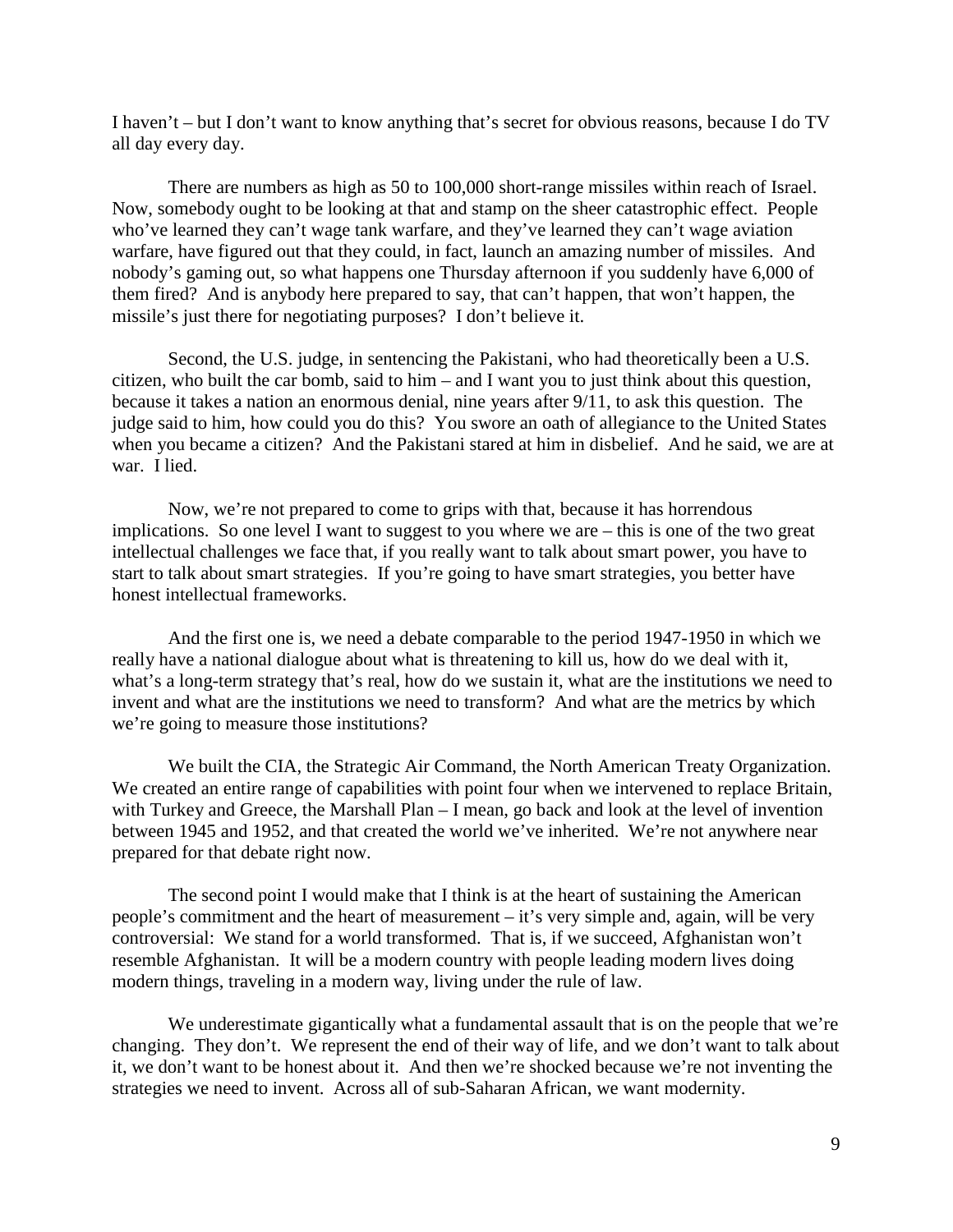I haven't – but I don't want to know anything that's secret for obvious reasons, because I do TV all day every day.

There are numbers as high as 50 to 100,000 short-range missiles within reach of Israel. Now, somebody ought to be looking at that and stamp on the sheer catastrophic effect. People who've learned they can't wage tank warfare, and they've learned they can't wage aviation warfare, have figured out that they could, in fact, launch an amazing number of missiles. And nobody's gaming out, so what happens one Thursday afternoon if you suddenly have 6,000 of them fired? And is anybody here prepared to say, that can't happen, that won't happen, the missile's just there for negotiating purposes? I don't believe it.

Second, the U.S. judge, in sentencing the Pakistani, who had theoretically been a U.S. citizen, who built the car bomb, said to him – and I want you to just think about this question, because it takes a nation an enormous denial, nine years after 9/11, to ask this question. The judge said to him, how could you do this? You swore an oath of allegiance to the United States when you became a citizen? And the Pakistani stared at him in disbelief. And he said, we are at war. I lied.

Now, we're not prepared to come to grips with that, because it has horrendous implications. So one level I want to suggest to you where we are – this is one of the two great intellectual challenges we face that, if you really want to talk about smart power, you have to start to talk about smart strategies. If you're going to have smart strategies, you better have honest intellectual frameworks.

And the first one is, we need a debate comparable to the period 1947-1950 in which we really have a national dialogue about what is threatening to kill us, how do we deal with it, what's a long-term strategy that's real, how do we sustain it, what are the institutions we need to invent and what are the institutions we need to transform? And what are the metrics by which we're going to measure those institutions?

We built the CIA, the Strategic Air Command, the North American Treaty Organization. We created an entire range of capabilities with point four when we intervened to replace Britain, with Turkey and Greece, the Marshall Plan – I mean, go back and look at the level of invention between 1945 and 1952, and that created the world we've inherited. We're not anywhere near prepared for that debate right now.

The second point I would make that I think is at the heart of sustaining the American people's commitment and the heart of measurement – it's very simple and, again, will be very controversial: We stand for a world transformed. That is, if we succeed, Afghanistan won't resemble Afghanistan. It will be a modern country with people leading modern lives doing modern things, traveling in a modern way, living under the rule of law.

We underestimate gigantically what a fundamental assault that is on the people that we're changing. They don't. We represent the end of their way of life, and we don't want to talk about it, we don't want to be honest about it. And then we're shocked because we're not inventing the strategies we need to invent. Across all of sub-Saharan African, we want modernity.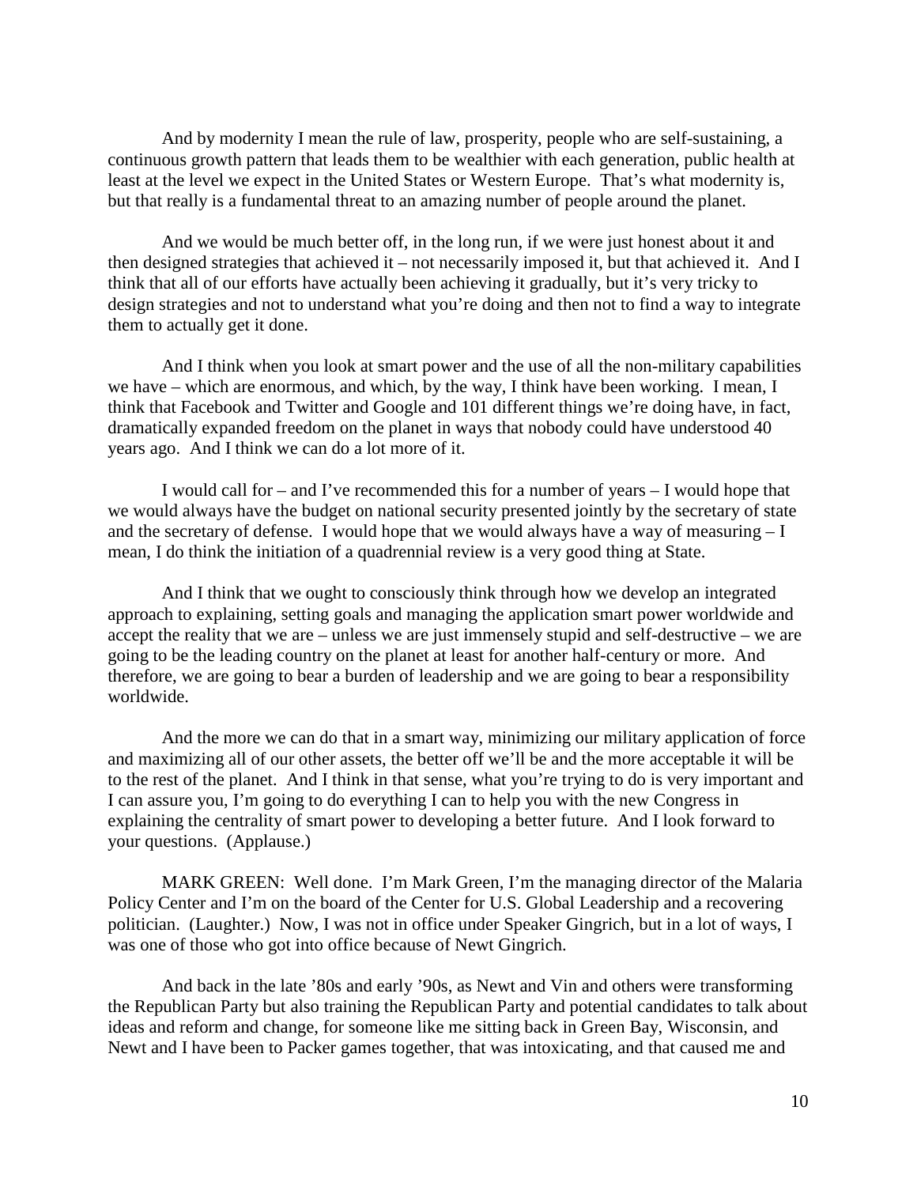And by modernity I mean the rule of law, prosperity, people who are self-sustaining, a continuous growth pattern that leads them to be wealthier with each generation, public health at least at the level we expect in the United States or Western Europe. That's what modernity is, but that really is a fundamental threat to an amazing number of people around the planet.

And we would be much better off, in the long run, if we were just honest about it and then designed strategies that achieved it – not necessarily imposed it, but that achieved it. And I think that all of our efforts have actually been achieving it gradually, but it's very tricky to design strategies and not to understand what you're doing and then not to find a way to integrate them to actually get it done.

And I think when you look at smart power and the use of all the non-military capabilities we have – which are enormous, and which, by the way, I think have been working. I mean, I think that Facebook and Twitter and Google and 101 different things we're doing have, in fact, dramatically expanded freedom on the planet in ways that nobody could have understood 40 years ago. And I think we can do a lot more of it.

I would call for – and I've recommended this for a number of years – I would hope that we would always have the budget on national security presented jointly by the secretary of state and the secretary of defense. I would hope that we would always have a way of measuring – I mean, I do think the initiation of a quadrennial review is a very good thing at State.

And I think that we ought to consciously think through how we develop an integrated approach to explaining, setting goals and managing the application smart power worldwide and accept the reality that we are – unless we are just immensely stupid and self-destructive – we are going to be the leading country on the planet at least for another half-century or more. And therefore, we are going to bear a burden of leadership and we are going to bear a responsibility worldwide.

And the more we can do that in a smart way, minimizing our military application of force and maximizing all of our other assets, the better off we'll be and the more acceptable it will be to the rest of the planet. And I think in that sense, what you're trying to do is very important and I can assure you, I'm going to do everything I can to help you with the new Congress in explaining the centrality of smart power to developing a better future. And I look forward to your questions. (Applause.)

MARK GREEN: Well done. I'm Mark Green, I'm the managing director of the Malaria Policy Center and I'm on the board of the Center for U.S. Global Leadership and a recovering politician. (Laughter.) Now, I was not in office under Speaker Gingrich, but in a lot of ways, I was one of those who got into office because of Newt Gingrich.

And back in the late '80s and early '90s, as Newt and Vin and others were transforming the Republican Party but also training the Republican Party and potential candidates to talk about ideas and reform and change, for someone like me sitting back in Green Bay, Wisconsin, and Newt and I have been to Packer games together, that was intoxicating, and that caused me and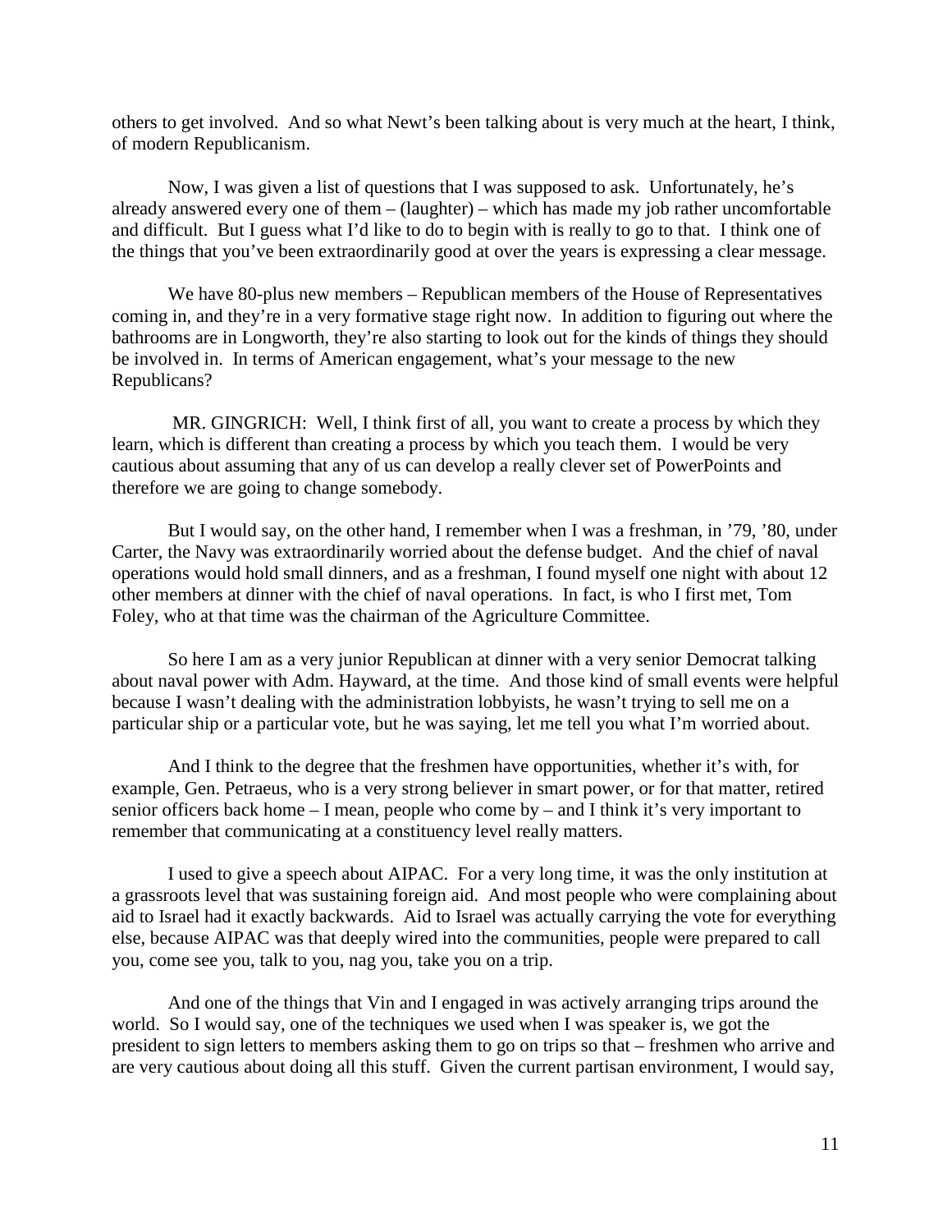others to get involved. And so what Newt's been talking about is very much at the heart, I think, of modern Republicanism.

Now, I was given a list of questions that I was supposed to ask. Unfortunately, he's already answered every one of them – (laughter) – which has made my job rather uncomfortable and difficult. But I guess what I'd like to do to begin with is really to go to that. I think one of the things that you've been extraordinarily good at over the years is expressing a clear message.

We have 80-plus new members – Republican members of the House of Representatives coming in, and they're in a very formative stage right now. In addition to figuring out where the bathrooms are in Longworth, they're also starting to look out for the kinds of things they should be involved in. In terms of American engagement, what's your message to the new Republicans?

MR. GINGRICH: Well, I think first of all, you want to create a process by which they learn, which is different than creating a process by which you teach them. I would be very cautious about assuming that any of us can develop a really clever set of PowerPoints and therefore we are going to change somebody.

But I would say, on the other hand, I remember when I was a freshman, in '79, '80, under Carter, the Navy was extraordinarily worried about the defense budget. And the chief of naval operations would hold small dinners, and as a freshman, I found myself one night with about 12 other members at dinner with the chief of naval operations. In fact, is who I first met, Tom Foley, who at that time was the chairman of the Agriculture Committee.

So here I am as a very junior Republican at dinner with a very senior Democrat talking about naval power with Adm. Hayward, at the time. And those kind of small events were helpful because I wasn't dealing with the administration lobbyists, he wasn't trying to sell me on a particular ship or a particular vote, but he was saying, let me tell you what I'm worried about.

And I think to the degree that the freshmen have opportunities, whether it's with, for example, Gen. Petraeus, who is a very strong believer in smart power, or for that matter, retired senior officers back home – I mean, people who come by – and I think it's very important to remember that communicating at a constituency level really matters.

I used to give a speech about AIPAC. For a very long time, it was the only institution at a grassroots level that was sustaining foreign aid. And most people who were complaining about aid to Israel had it exactly backwards. Aid to Israel was actually carrying the vote for everything else, because AIPAC was that deeply wired into the communities, people were prepared to call you, come see you, talk to you, nag you, take you on a trip.

And one of the things that Vin and I engaged in was actively arranging trips around the world. So I would say, one of the techniques we used when I was speaker is, we got the president to sign letters to members asking them to go on trips so that – freshmen who arrive and are very cautious about doing all this stuff. Given the current partisan environment, I would say,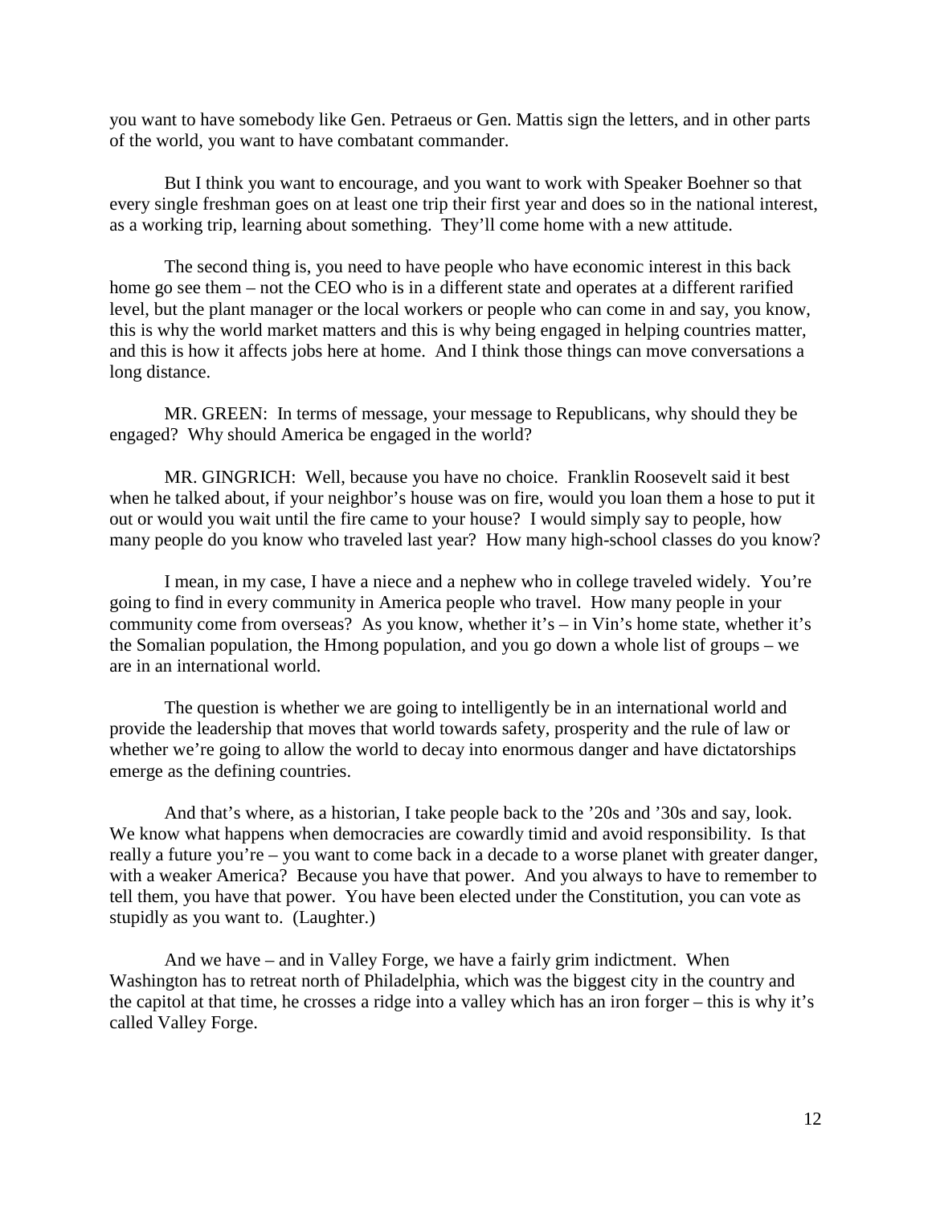you want to have somebody like Gen. Petraeus or Gen. Mattis sign the letters, and in other parts of the world, you want to have combatant commander.

But I think you want to encourage, and you want to work with Speaker Boehner so that every single freshman goes on at least one trip their first year and does so in the national interest, as a working trip, learning about something. They'll come home with a new attitude.

The second thing is, you need to have people who have economic interest in this back home go see them – not the CEO who is in a different state and operates at a different rarified level, but the plant manager or the local workers or people who can come in and say, you know, this is why the world market matters and this is why being engaged in helping countries matter, and this is how it affects jobs here at home. And I think those things can move conversations a long distance.

MR. GREEN: In terms of message, your message to Republicans, why should they be engaged? Why should America be engaged in the world?

MR. GINGRICH: Well, because you have no choice. Franklin Roosevelt said it best when he talked about, if your neighbor's house was on fire, would you loan them a hose to put it out or would you wait until the fire came to your house? I would simply say to people, how many people do you know who traveled last year? How many high-school classes do you know?

I mean, in my case, I have a niece and a nephew who in college traveled widely. You're going to find in every community in America people who travel. How many people in your community come from overseas? As you know, whether it's – in Vin's home state, whether it's the Somalian population, the Hmong population, and you go down a whole list of groups – we are in an international world.

The question is whether we are going to intelligently be in an international world and provide the leadership that moves that world towards safety, prosperity and the rule of law or whether we're going to allow the world to decay into enormous danger and have dictatorships emerge as the defining countries.

And that's where, as a historian, I take people back to the '20s and '30s and say, look. We know what happens when democracies are cowardly timid and avoid responsibility. Is that really a future you're – you want to come back in a decade to a worse planet with greater danger, with a weaker America? Because you have that power. And you always to have to remember to tell them, you have that power. You have been elected under the Constitution, you can vote as stupidly as you want to. (Laughter.)

And we have – and in Valley Forge, we have a fairly grim indictment. When Washington has to retreat north of Philadelphia, which was the biggest city in the country and the capitol at that time, he crosses a ridge into a valley which has an iron forger – this is why it's called Valley Forge.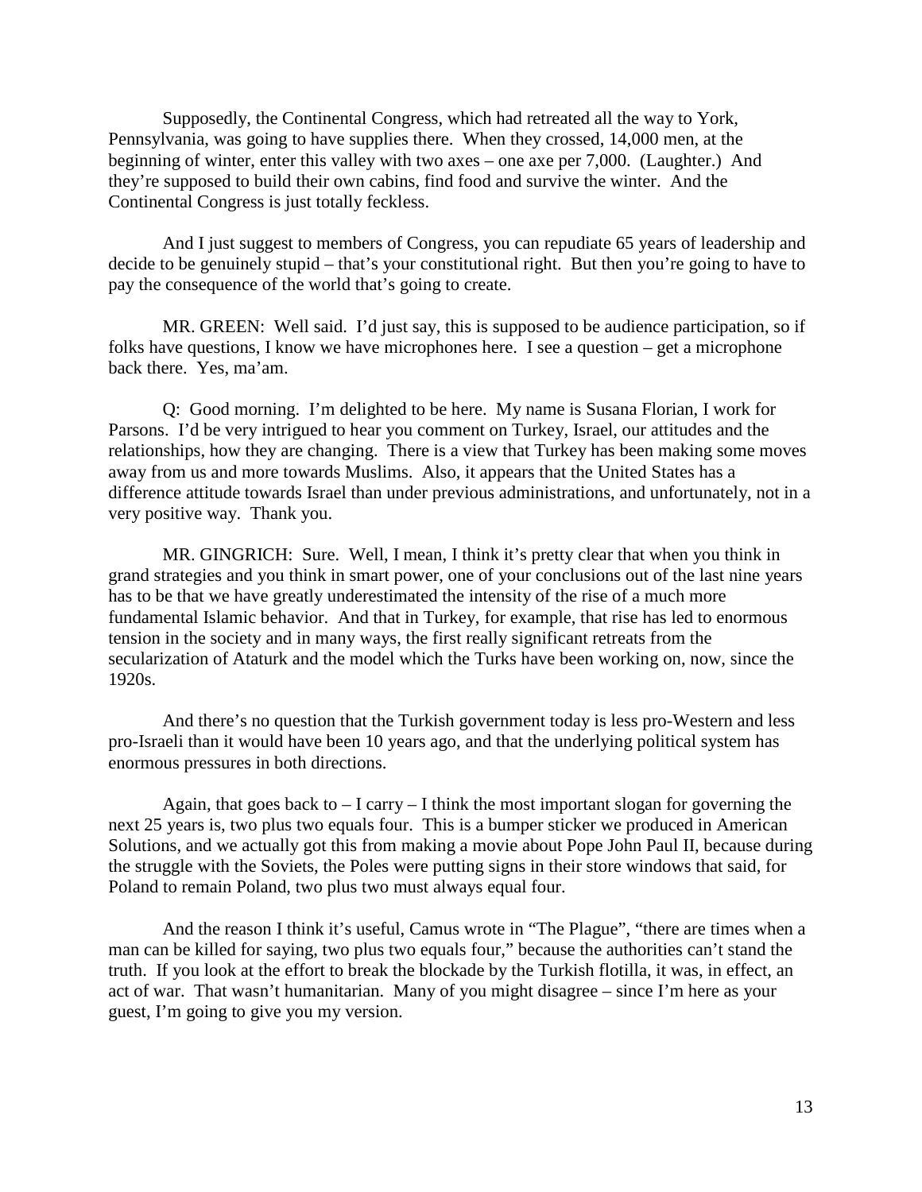Supposedly, the Continental Congress, which had retreated all the way to York, Pennsylvania, was going to have supplies there. When they crossed, 14,000 men, at the beginning of winter, enter this valley with two axes – one axe per 7,000. (Laughter.) And they're supposed to build their own cabins, find food and survive the winter. And the Continental Congress is just totally feckless.

And I just suggest to members of Congress, you can repudiate 65 years of leadership and decide to be genuinely stupid – that's your constitutional right. But then you're going to have to pay the consequence of the world that's going to create.

MR. GREEN: Well said. I'd just say, this is supposed to be audience participation, so if folks have questions, I know we have microphones here. I see a question – get a microphone back there. Yes, ma'am.

Q: Good morning. I'm delighted to be here. My name is Susana Florian, I work for Parsons. I'd be very intrigued to hear you comment on Turkey, Israel, our attitudes and the relationships, how they are changing. There is a view that Turkey has been making some moves away from us and more towards Muslims. Also, it appears that the United States has a difference attitude towards Israel than under previous administrations, and unfortunately, not in a very positive way. Thank you.

MR. GINGRICH: Sure. Well, I mean, I think it's pretty clear that when you think in grand strategies and you think in smart power, one of your conclusions out of the last nine years has to be that we have greatly underestimated the intensity of the rise of a much more fundamental Islamic behavior. And that in Turkey, for example, that rise has led to enormous tension in the society and in many ways, the first really significant retreats from the secularization of Ataturk and the model which the Turks have been working on, now, since the 1920s.

And there's no question that the Turkish government today is less pro-Western and less pro-Israeli than it would have been 10 years ago, and that the underlying political system has enormous pressures in both directions.

Again, that goes back to – I carry – I think the most important slogan for governing the next 25 years is, two plus two equals four. This is a bumper sticker we produced in American Solutions, and we actually got this from making a movie about Pope John Paul II, because during the struggle with the Soviets, the Poles were putting signs in their store windows that said, for Poland to remain Poland, two plus two must always equal four.

And the reason I think it's useful, Camus wrote in "The Plague", "there are times when a man can be killed for saying, two plus two equals four," because the authorities can't stand the truth. If you look at the effort to break the blockade by the Turkish flotilla, it was, in effect, an act of war. That wasn't humanitarian. Many of you might disagree – since I'm here as your guest, I'm going to give you my version.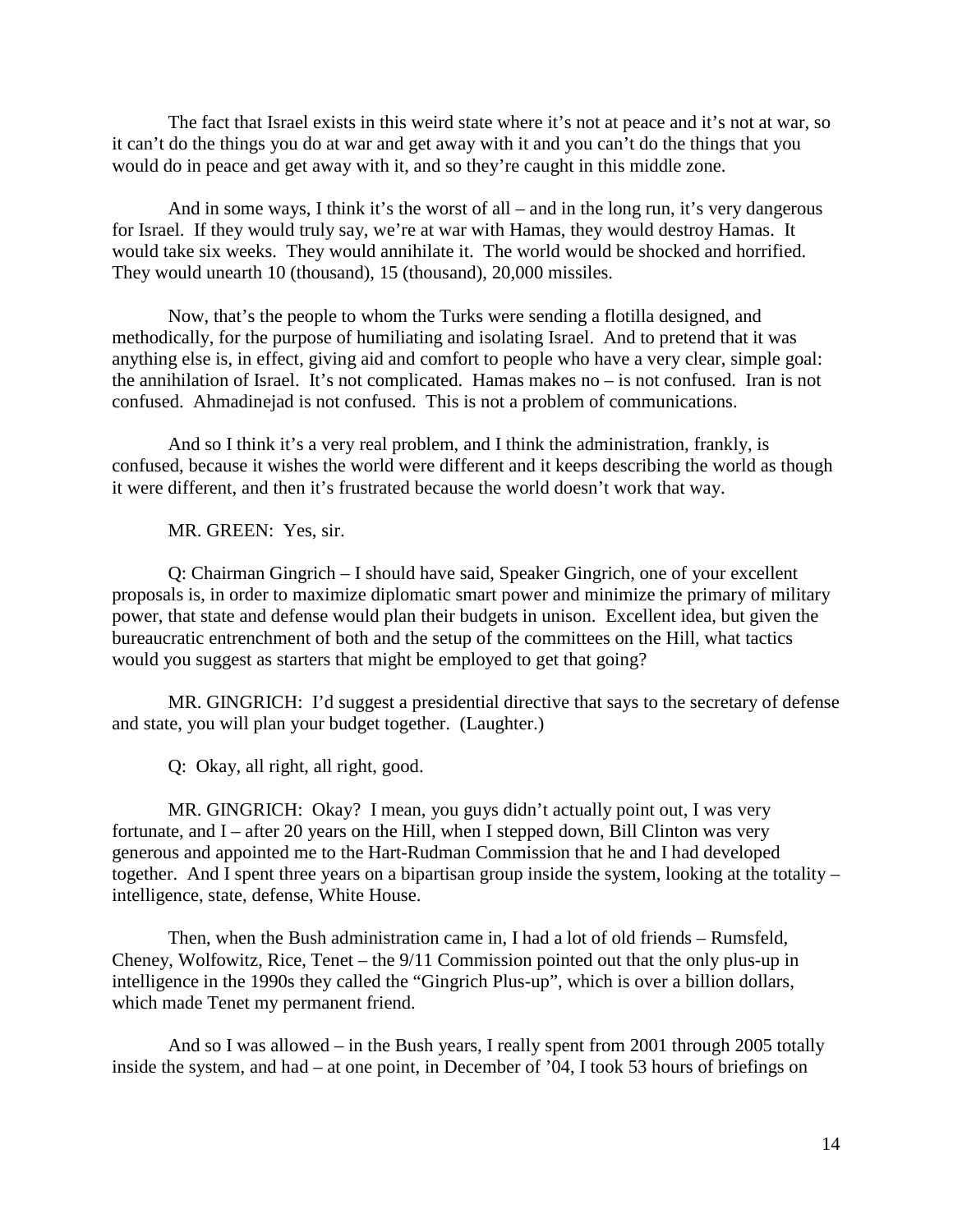The fact that Israel exists in this weird state where it's not at peace and it's not at war, so it can't do the things you do at war and get away with it and you can't do the things that you would do in peace and get away with it, and so they're caught in this middle zone.

And in some ways, I think it's the worst of all – and in the long run, it's very dangerous for Israel. If they would truly say, we're at war with Hamas, they would destroy Hamas. It would take six weeks. They would annihilate it. The world would be shocked and horrified. They would unearth 10 (thousand), 15 (thousand), 20,000 missiles.

Now, that's the people to whom the Turks were sending a flotilla designed, and methodically, for the purpose of humiliating and isolating Israel. And to pretend that it was anything else is, in effect, giving aid and comfort to people who have a very clear, simple goal: the annihilation of Israel. It's not complicated. Hamas makes no – is not confused. Iran is not confused. Ahmadinejad is not confused. This is not a problem of communications.

And so I think it's a very real problem, and I think the administration, frankly, is confused, because it wishes the world were different and it keeps describing the world as though it were different, and then it's frustrated because the world doesn't work that way.

MR. GREEN: Yes, sir.

Q: Chairman Gingrich – I should have said, Speaker Gingrich, one of your excellent proposals is, in order to maximize diplomatic smart power and minimize the primary of military power, that state and defense would plan their budgets in unison. Excellent idea, but given the bureaucratic entrenchment of both and the setup of the committees on the Hill, what tactics would you suggest as starters that might be employed to get that going?

MR. GINGRICH: I'd suggest a presidential directive that says to the secretary of defense and state, you will plan your budget together. (Laughter.)

Q: Okay, all right, all right, good.

MR. GINGRICH: Okay? I mean, you guys didn't actually point out, I was very fortunate, and I – after 20 years on the Hill, when I stepped down, Bill Clinton was very generous and appointed me to the Hart-Rudman Commission that he and I had developed together. And I spent three years on a bipartisan group inside the system, looking at the totality – intelligence, state, defense, White House.

Then, when the Bush administration came in, I had a lot of old friends – Rumsfeld, Cheney, Wolfowitz, Rice, Tenet – the 9/11 Commission pointed out that the only plus-up in intelligence in the 1990s they called the "Gingrich Plus-up", which is over a billion dollars, which made Tenet my permanent friend.

And so I was allowed – in the Bush years, I really spent from 2001 through 2005 totally inside the system, and had – at one point, in December of '04, I took 53 hours of briefings on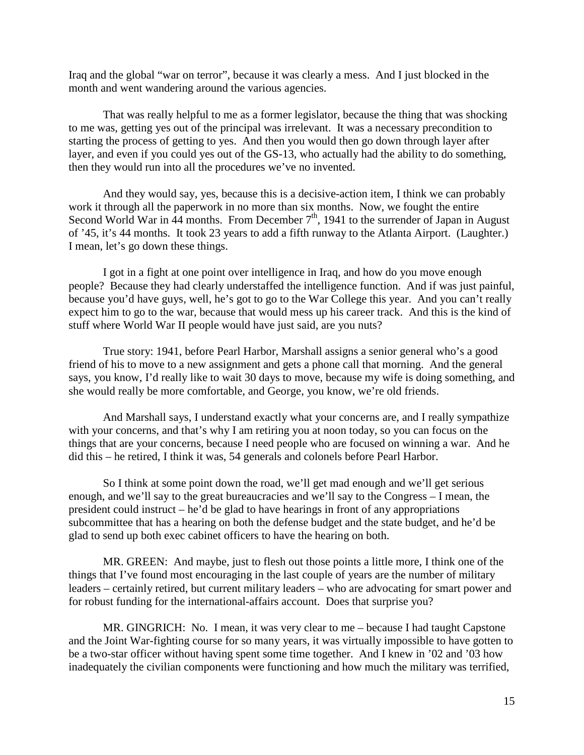Iraq and the global "war on terror", because it was clearly a mess. And I just blocked in the month and went wandering around the various agencies.

That was really helpful to me as a former legislator, because the thing that was shocking to me was, getting yes out of the principal was irrelevant. It was a necessary precondition to starting the process of getting to yes. And then you would then go down through layer after layer, and even if you could yes out of the GS-13, who actually had the ability to do something, then they would run into all the procedures we've no invented.

And they would say, yes, because this is a decisive-action item, I think we can probably work it through all the paperwork in no more than six months. Now, we fought the entire Second World War in 44 months. From December 7th, 1941 to the surrender of Japan in August of '45, it's 44 months. It took 23 years to add a fifth runway to the Atlanta Airport. (Laughter.) I mean, let's go down these things.

I got in a fight at one point over intelligence in Iraq, and how do you move enough people? Because they had clearly understaffed the intelligence function. And if was just painful, because you'd have guys, well, he's got to go to the War College this year. And you can't really expect him to go to the war, because that would mess up his career track. And this is the kind of stuff where World War II people would have just said, are you nuts?

True story: 1941, before Pearl Harbor, Marshall assigns a senior general who's a good friend of his to move to a new assignment and gets a phone call that morning. And the general says, you know, I'd really like to wait 30 days to move, because my wife is doing something, and she would really be more comfortable, and George, you know, we're old friends.

And Marshall says, I understand exactly what your concerns are, and I really sympathize with your concerns, and that's why I am retiring you at noon today, so you can focus on the things that are your concerns, because I need people who are focused on winning a war. And he did this – he retired, I think it was, 54 generals and colonels before Pearl Harbor.

So I think at some point down the road, we'll get mad enough and we'll get serious enough, and we'll say to the great bureaucracies and we'll say to the Congress – I mean, the president could instruct – he'd be glad to have hearings in front of any appropriations subcommittee that has a hearing on both the defense budget and the state budget, and he'd be glad to send up both exec cabinet officers to have the hearing on both.

MR. GREEN: And maybe, just to flesh out those points a little more, I think one of the things that I've found most encouraging in the last couple of years are the number of military leaders – certainly retired, but current military leaders – who are advocating for smart power and for robust funding for the international-affairs account. Does that surprise you?

MR. GINGRICH: No. I mean, it was very clear to me – because I had taught Capstone and the Joint War-fighting course for so many years, it was virtually impossible to have gotten to be a two-star officer without having spent some time together. And I knew in '02 and '03 how inadequately the civilian components were functioning and how much the military was terrified,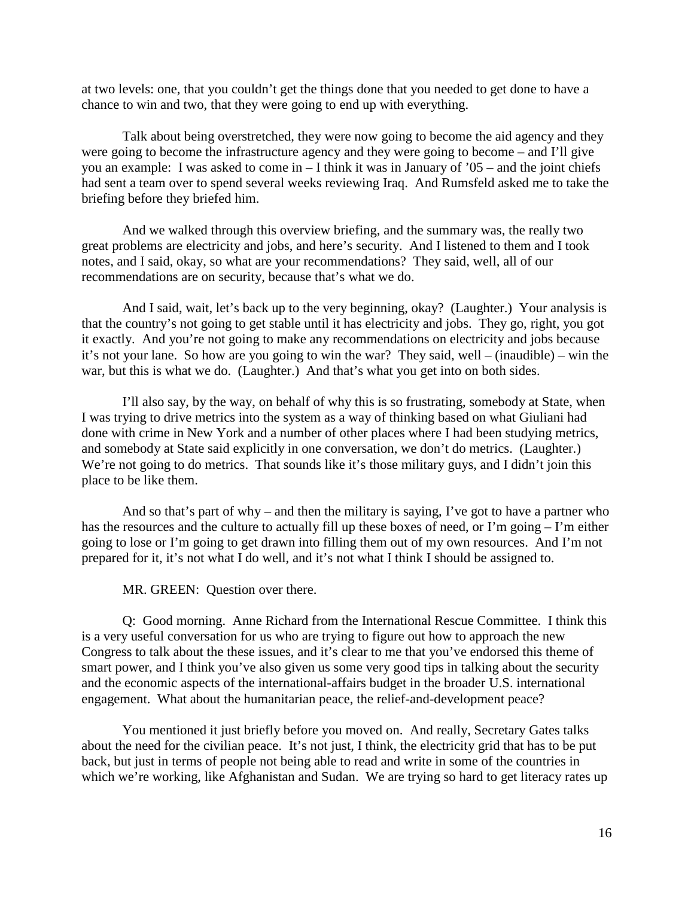at two levels: one, that you couldn't get the things done that you needed to get done to have a chance to win and two, that they were going to end up with everything.

Talk about being overstretched, they were now going to become the aid agency and they were going to become the infrastructure agency and they were going to become – and I'll give you an example: I was asked to come in – I think it was in January of '05 – and the joint chiefs had sent a team over to spend several weeks reviewing Iraq. And Rumsfeld asked me to take the briefing before they briefed him.

And we walked through this overview briefing, and the summary was, the really two great problems are electricity and jobs, and here's security. And I listened to them and I took notes, and I said, okay, so what are your recommendations? They said, well, all of our recommendations are on security, because that's what we do.

And I said, wait, let's back up to the very beginning, okay? (Laughter.) Your analysis is that the country's not going to get stable until it has electricity and jobs. They go, right, you got it exactly. And you're not going to make any recommendations on electricity and jobs because it's not your lane. So how are you going to win the war? They said, well – (inaudible) – win the war, but this is what we do. (Laughter.) And that's what you get into on both sides.

I'll also say, by the way, on behalf of why this is so frustrating, somebody at State, when I was trying to drive metrics into the system as a way of thinking based on what Giuliani had done with crime in New York and a number of other places where I had been studying metrics, and somebody at State said explicitly in one conversation, we don't do metrics. (Laughter.) We're not going to do metrics. That sounds like it's those military guys, and I didn't join this place to be like them.

And so that's part of why – and then the military is saying, I've got to have a partner who has the resources and the culture to actually fill up these boxes of need, or I'm going – I'm either going to lose or I'm going to get drawn into filling them out of my own resources. And I'm not prepared for it, it's not what I do well, and it's not what I think I should be assigned to.

MR. GREEN: Question over there.

Q: Good morning. Anne Richard from the International Rescue Committee. I think this is a very useful conversation for us who are trying to figure out how to approach the new Congress to talk about the these issues, and it's clear to me that you've endorsed this theme of smart power, and I think you've also given us some very good tips in talking about the security and the economic aspects of the international-affairs budget in the broader U.S. international engagement. What about the humanitarian peace, the relief-and-development peace?

You mentioned it just briefly before you moved on. And really, Secretary Gates talks about the need for the civilian peace. It's not just, I think, the electricity grid that has to be put back, but just in terms of people not being able to read and write in some of the countries in which we're working, like Afghanistan and Sudan. We are trying so hard to get literacy rates up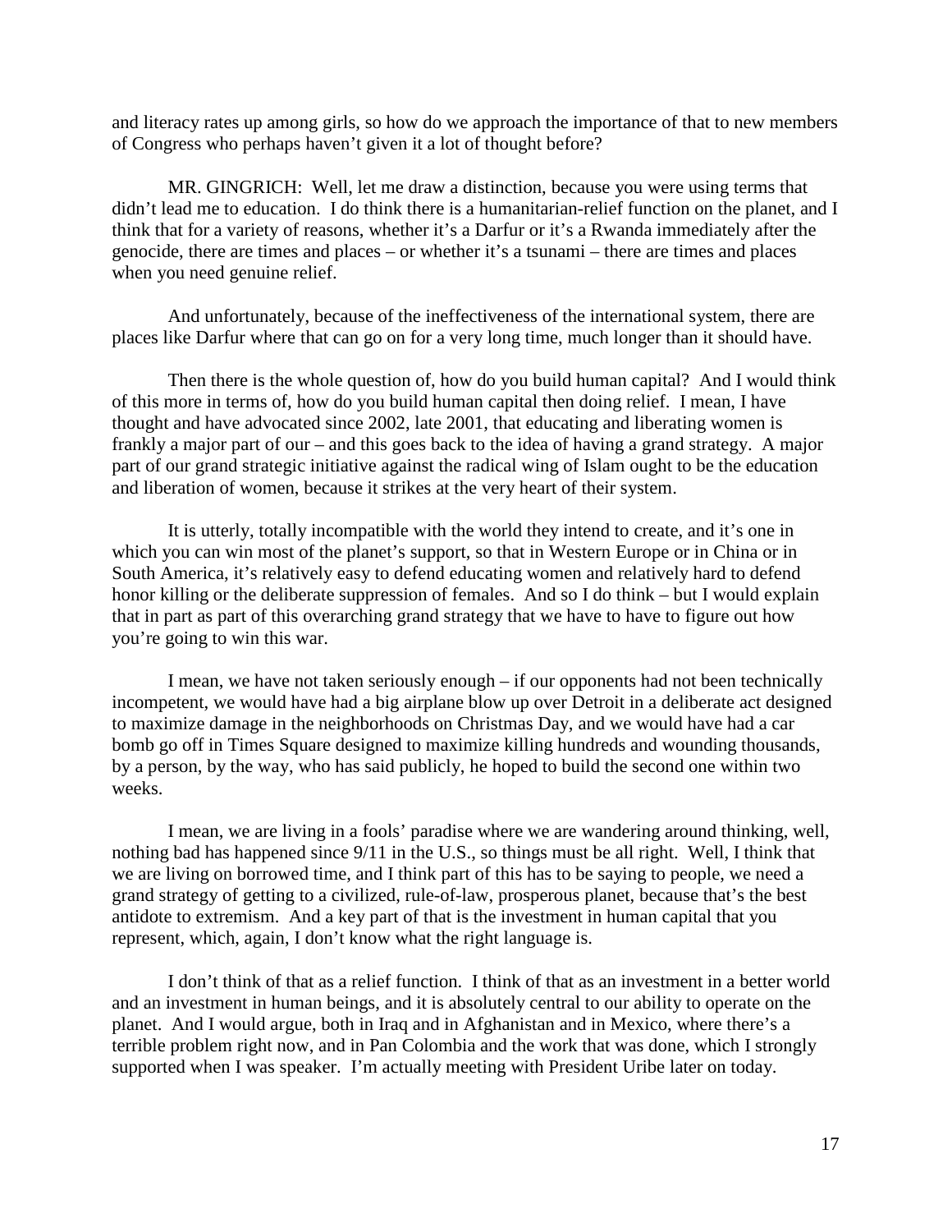and literacy rates up among girls, so how do we approach the importance of that to new members of Congress who perhaps haven't given it a lot of thought before?

MR. GINGRICH: Well, let me draw a distinction, because you were using terms that didn't lead me to education. I do think there is a humanitarian-relief function on the planet, and I think that for a variety of reasons, whether it's a Darfur or it's a Rwanda immediately after the genocide, there are times and places – or whether it's a tsunami – there are times and places when you need genuine relief.

And unfortunately, because of the ineffectiveness of the international system, there are places like Darfur where that can go on for a very long time, much longer than it should have.

Then there is the whole question of, how do you build human capital? And I would think of this more in terms of, how do you build human capital then doing relief. I mean, I have thought and have advocated since 2002, late 2001, that educating and liberating women is frankly a major part of our – and this goes back to the idea of having a grand strategy. A major part of our grand strategic initiative against the radical wing of Islam ought to be the education and liberation of women, because it strikes at the very heart of their system.

It is utterly, totally incompatible with the world they intend to create, and it's one in which you can win most of the planet's support, so that in Western Europe or in China or in South America, it's relatively easy to defend educating women and relatively hard to defend honor killing or the deliberate suppression of females. And so I do think – but I would explain that in part as part of this overarching grand strategy that we have to have to figure out how you're going to win this war.

I mean, we have not taken seriously enough – if our opponents had not been technically incompetent, we would have had a big airplane blow up over Detroit in a deliberate act designed to maximize damage in the neighborhoods on Christmas Day, and we would have had a car bomb go off in Times Square designed to maximize killing hundreds and wounding thousands, by a person, by the way, who has said publicly, he hoped to build the second one within two weeks.

I mean, we are living in a fools' paradise where we are wandering around thinking, well, nothing bad has happened since 9/11 in the U.S., so things must be all right. Well, I think that we are living on borrowed time, and I think part of this has to be saying to people, we need a grand strategy of getting to a civilized, rule-of-law, prosperous planet, because that's the best antidote to extremism. And a key part of that is the investment in human capital that you represent, which, again, I don't know what the right language is.

I don't think of that as a relief function. I think of that as an investment in a better world and an investment in human beings, and it is absolutely central to our ability to operate on the planet. And I would argue, both in Iraq and in Afghanistan and in Mexico, where there's a terrible problem right now, and in Pan Colombia and the work that was done, which I strongly supported when I was speaker. I'm actually meeting with President Uribe later on today.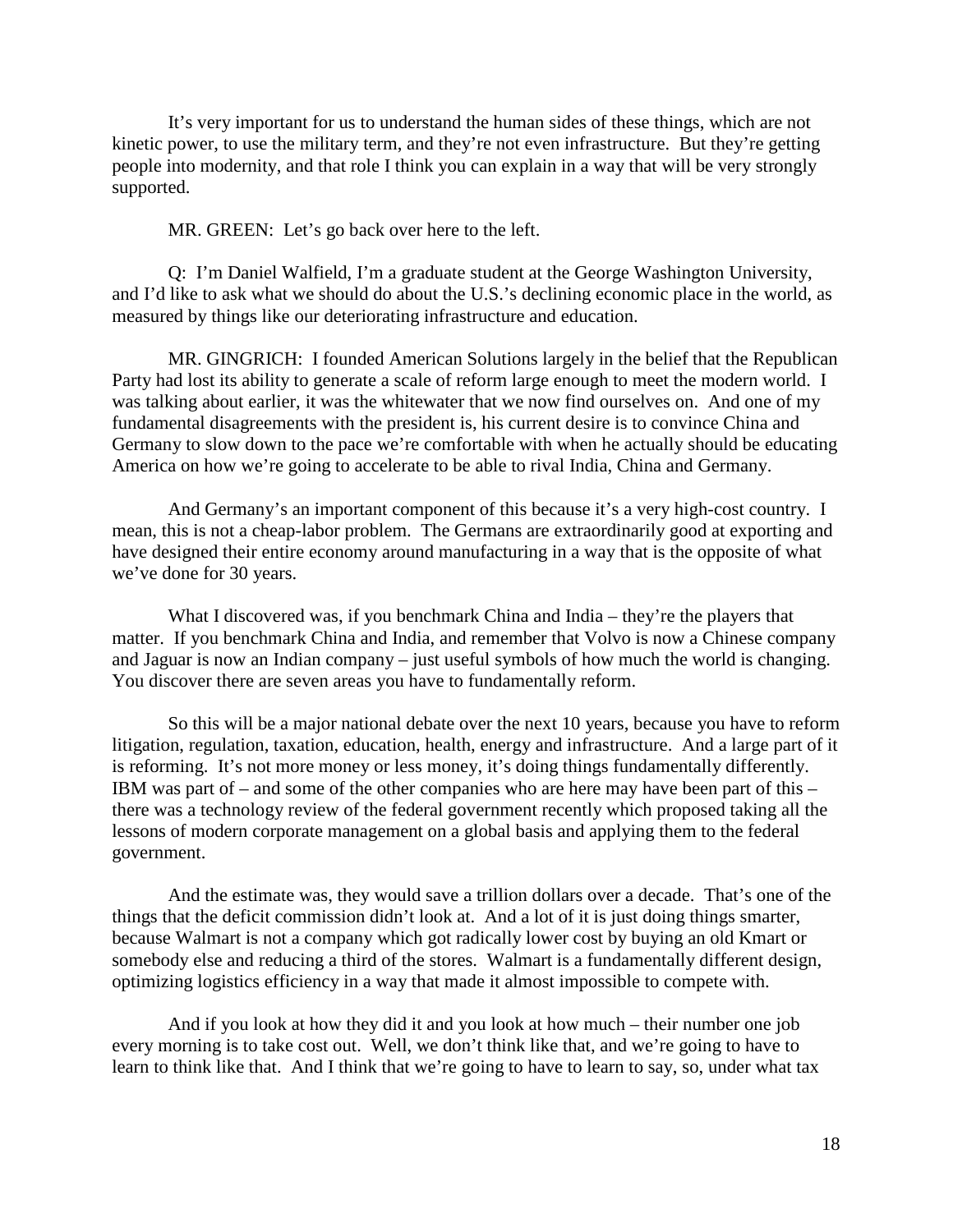It's very important for us to understand the human sides of these things, which are not kinetic power, to use the military term, and they're not even infrastructure. But they're getting people into modernity, and that role I think you can explain in a way that will be very strongly supported.

MR. GREEN: Let's go back over here to the left.

Q: I'm Daniel Walfield, I'm a graduate student at the George Washington University, and I'd like to ask what we should do about the U.S.'s declining economic place in the world, as measured by things like our deteriorating infrastructure and education.

MR. GINGRICH: I founded American Solutions largely in the belief that the Republican Party had lost its ability to generate a scale of reform large enough to meet the modern world. I was talking about earlier, it was the whitewater that we now find ourselves on. And one of my fundamental disagreements with the president is, his current desire is to convince China and Germany to slow down to the pace we're comfortable with when he actually should be educating America on how we're going to accelerate to be able to rival India, China and Germany.

And Germany's an important component of this because it's a very high-cost country. I mean, this is not a cheap-labor problem. The Germans are extraordinarily good at exporting and have designed their entire economy around manufacturing in a way that is the opposite of what we've done for 30 years.

What I discovered was, if you benchmark China and India – they're the players that matter. If you benchmark China and India, and remember that Volvo is now a Chinese company and Jaguar is now an Indian company – just useful symbols of how much the world is changing. You discover there are seven areas you have to fundamentally reform.

So this will be a major national debate over the next 10 years, because you have to reform litigation, regulation, taxation, education, health, energy and infrastructure. And a large part of it is reforming. It's not more money or less money, it's doing things fundamentally differently. IBM was part of – and some of the other companies who are here may have been part of this – there was a technology review of the federal government recently which proposed taking all the lessons of modern corporate management on a global basis and applying them to the federal government.

And the estimate was, they would save a trillion dollars over a decade. That's one of the things that the deficit commission didn't look at. And a lot of it is just doing things smarter, because Walmart is not a company which got radically lower cost by buying an old Kmart or somebody else and reducing a third of the stores. Walmart is a fundamentally different design, optimizing logistics efficiency in a way that made it almost impossible to compete with.

And if you look at how they did it and you look at how much – their number one job every morning is to take cost out. Well, we don't think like that, and we're going to have to learn to think like that. And I think that we're going to have to learn to say, so, under what tax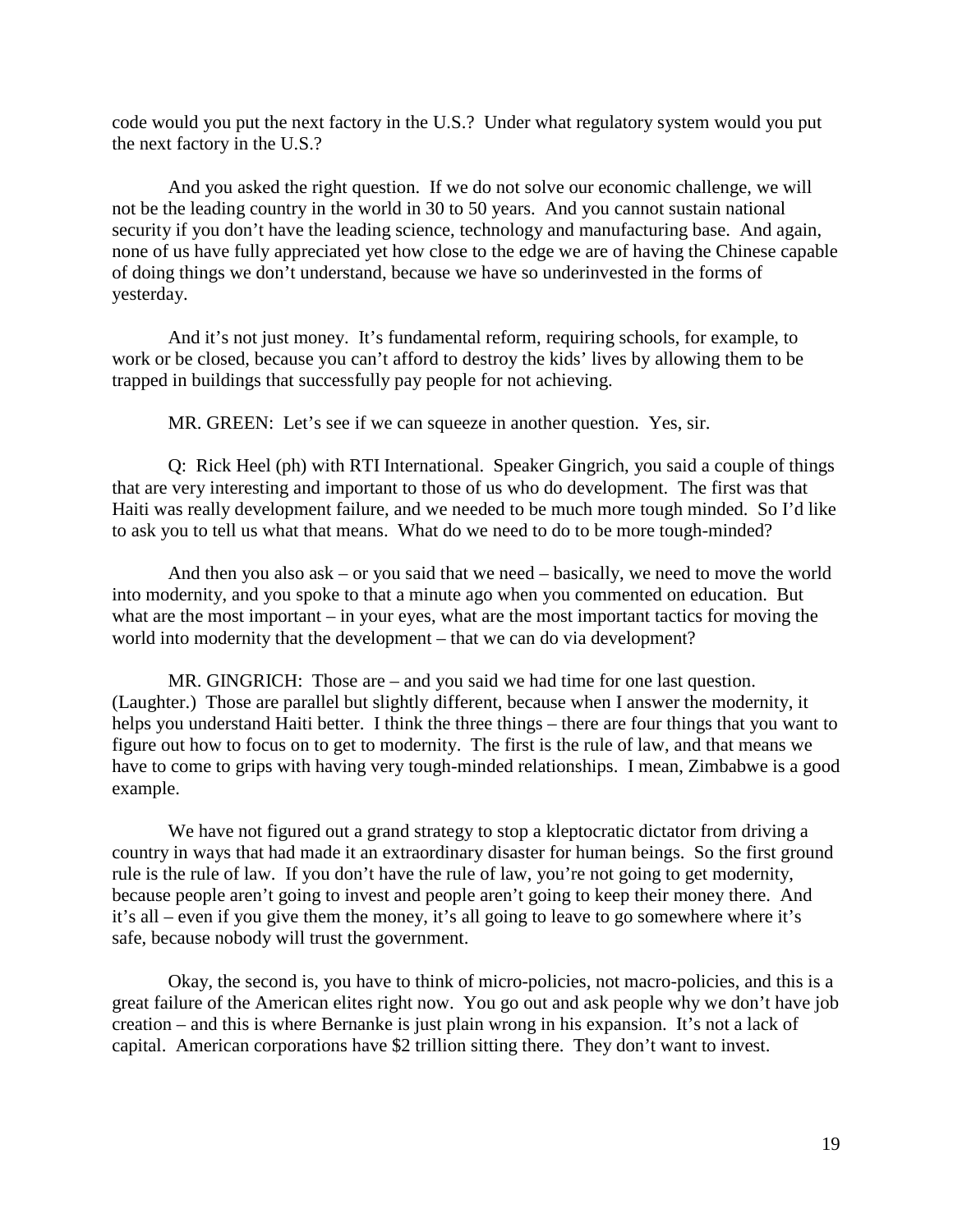code would you put the next factory in the U.S.? Under what regulatory system would you put the next factory in the U.S.?

And you asked the right question. If we do not solve our economic challenge, we will not be the leading country in the world in 30 to 50 years. And you cannot sustain national security if you don't have the leading science, technology and manufacturing base. And again, none of us have fully appreciated yet how close to the edge we are of having the Chinese capable of doing things we don't understand, because we have so underinvested in the forms of yesterday.

And it's not just money. It's fundamental reform, requiring schools, for example, to work or be closed, because you can't afford to destroy the kids' lives by allowing them to be trapped in buildings that successfully pay people for not achieving.

MR. GREEN: Let's see if we can squeeze in another question. Yes, sir.

Q: Rick Heel (ph) with RTI International. Speaker Gingrich, you said a couple of things that are very interesting and important to those of us who do development. The first was that Haiti was really development failure, and we needed to be much more tough minded. So I'd like to ask you to tell us what that means. What do we need to do to be more tough-minded?

And then you also ask – or you said that we need – basically, we need to move the world into modernity, and you spoke to that a minute ago when you commented on education. But what are the most important – in your eyes, what are the most important tactics for moving the world into modernity that the development – that we can do via development?

MR. GINGRICH: Those are – and you said we had time for one last question. (Laughter.) Those are parallel but slightly different, because when I answer the modernity, it helps you understand Haiti better. I think the three things – there are four things that you want to figure out how to focus on to get to modernity. The first is the rule of law, and that means we have to come to grips with having very tough-minded relationships. I mean, Zimbabwe is a good example.

We have not figured out a grand strategy to stop a kleptocratic dictator from driving a country in ways that had made it an extraordinary disaster for human beings. So the first ground rule is the rule of law. If you don't have the rule of law, you're not going to get modernity, because people aren't going to invest and people aren't going to keep their money there. And it's all – even if you give them the money, it's all going to leave to go somewhere where it's safe, because nobody will trust the government.

Okay, the second is, you have to think of micro-policies, not macro-policies, and this is a great failure of the American elites right now. You go out and ask people why we don't have job creation – and this is where Bernanke is just plain wrong in his expansion. It's not a lack of capital. American corporations have $2 trillion sitting there. They don't want to invest.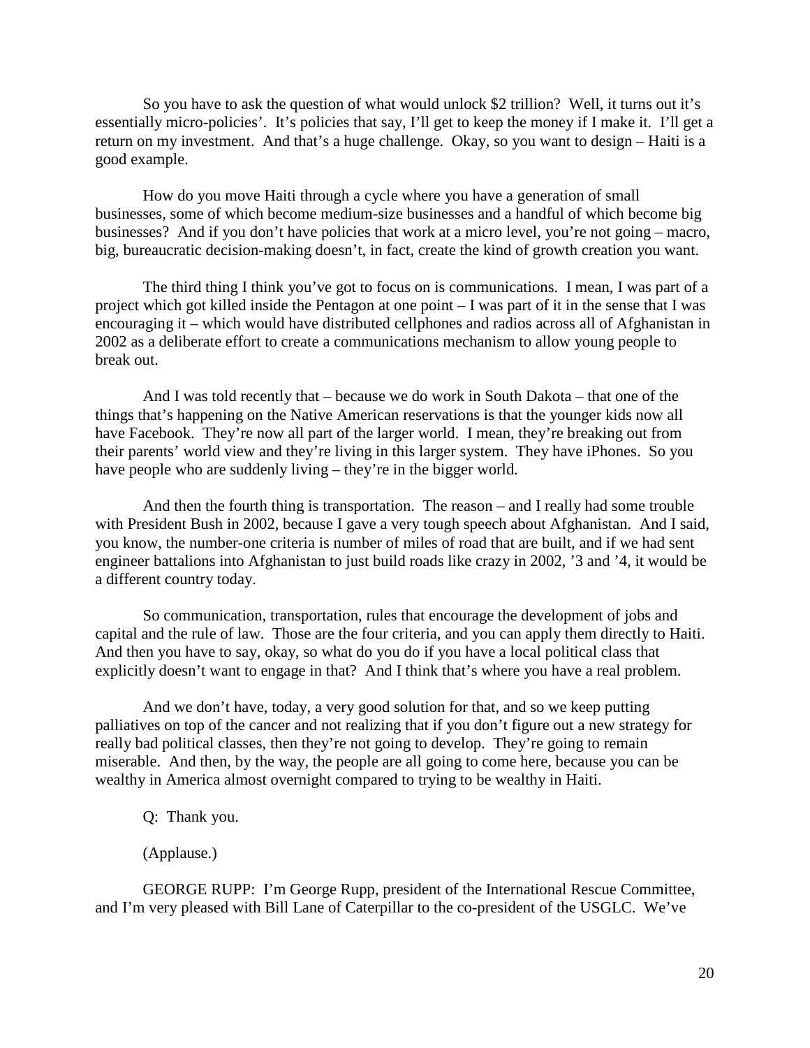So you have to ask the question of what would unlock $2 trillion? Well, it turns out it's essentially micro-policies'. It's policies that say, I'll get to keep the money if I make it. I'll get a return on my investment. And that's a huge challenge. Okay, so you want to design – Haiti is a good example.

How do you move Haiti through a cycle where you have a generation of small businesses, some of which become medium-size businesses and a handful of which become big businesses? And if you don't have policies that work at a micro level, you're not going – macro, big, bureaucratic decision-making doesn't, in fact, create the kind of growth creation you want.

The third thing I think you've got to focus on is communications. I mean, I was part of a project which got killed inside the Pentagon at one point – I was part of it in the sense that I was encouraging it – which would have distributed cellphones and radios across all of Afghanistan in 2002 as a deliberate effort to create a communications mechanism to allow young people to break out.

And I was told recently that – because we do work in South Dakota – that one of the things that's happening on the Native American reservations is that the younger kids now all have Facebook. They're now all part of the larger world. I mean, they're breaking out from their parents' world view and they're living in this larger system. They have iPhones. So you have people who are suddenly living – they're in the bigger world.

And then the fourth thing is transportation. The reason – and I really had some trouble with President Bush in 2002, because I gave a very tough speech about Afghanistan. And I said, you know, the number-one criteria is number of miles of road that are built, and if we had sent engineer battalions into Afghanistan to just build roads like crazy in 2002, '3 and '4, it would be a different country today.

So communication, transportation, rules that encourage the development of jobs and capital and the rule of law. Those are the four criteria, and you can apply them directly to Haiti. And then you have to say, okay, so what do you do if you have a local political class that explicitly doesn't want to engage in that? And I think that's where you have a real problem.

And we don't have, today, a very good solution for that, and so we keep putting palliatives on top of the cancer and not realizing that if you don't figure out a new strategy for really bad political classes, then they're not going to develop. They're going to remain miserable. And then, by the way, the people are all going to come here, because you can be wealthy in America almost overnight compared to trying to be wealthy in Haiti.

Q: Thank you.

(Applause.)

GEORGE RUPP: I'm George Rupp, president of the International Rescue Committee, and I'm very pleased with Bill Lane of Caterpillar to the co-president of the USGLC. We've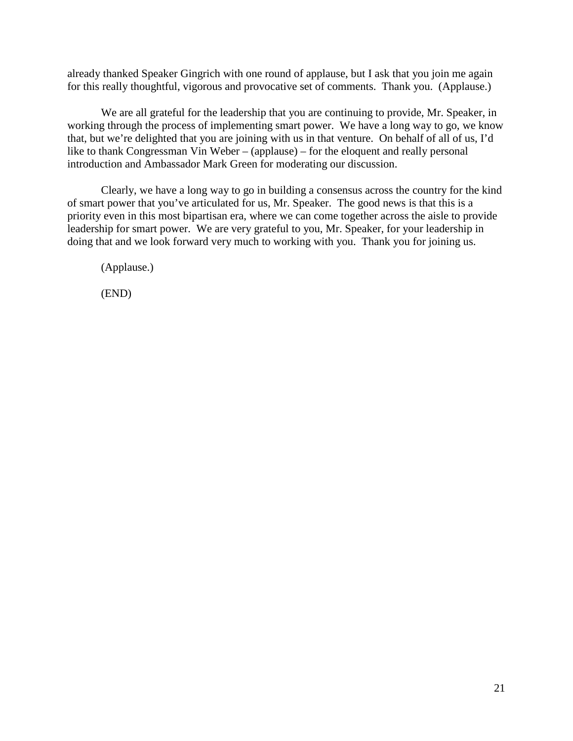already thanked Speaker Gingrich with one round of applause, but I ask that you join me again for this really thoughtful, vigorous and provocative set of comments. Thank you. (Applause.)

We are all grateful for the leadership that you are continuing to provide, Mr. Speaker, in working through the process of implementing smart power. We have a long way to go, we know that, but we're delighted that you are joining with us in that venture. On behalf of all of us, I'd like to thank Congressman Vin Weber – (applause) – for the eloquent and really personal introduction and Ambassador Mark Green for moderating our discussion.

Clearly, we have a long way to go in building a consensus across the country for the kind of smart power that you've articulated for us, Mr. Speaker. The good news is that this is a priority even in this most bipartisan era, where we can come together across the aisle to provide leadership for smart power. We are very grateful to you, Mr. Speaker, for your leadership in doing that and we look forward very much to working with you. Thank you for joining us.

(Applause.)

(END)